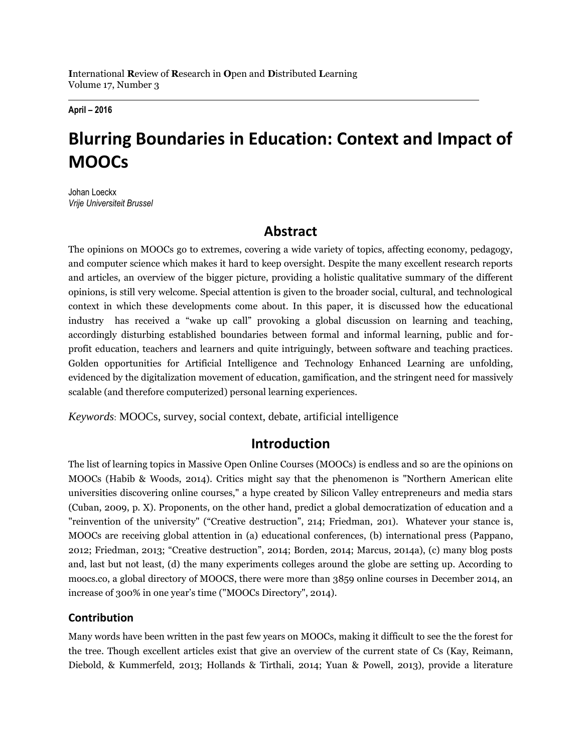April – 2016

# Blurring Boundaries in Education: Context and Impact of MOOCs

Johan Loeckx
*Vrije Universiteit Brussel*

## Abstract

The opinions on MOOCs go to extremes, covering a wide variety of topics, affecting economy, pedagogy, and computer science which makes it hard to keep oversight. Despite the many excellent research reports and articles, an overview of the bigger picture, providing a holistic qualitative summary of the different opinions, is still very welcome. Special attention is given to the broader social, cultural, and technological context in which these developments come about. In this paper, it is discussed how the educational industry has received a "wake up call" provoking a global discussion on learning and teaching, accordingly disturbing established boundaries between formal and informal learning, public and for-profit education, teachers and learners and quite intriguingly, between software and teaching practices. Golden opportunities for Artificial Intelligence and Technology Enhanced Learning are unfolding, evidenced by the digitalization movement of education, gamification, and the stringent need for massively scalable (and therefore computerized) personal learning experiences.

*Keywords*: MOOCs, survey, social context, debate, artificial intelligence

## Introduction

The list of learning topics in Massive Open Online Courses (MOOCs) is endless and so are the opinions on MOOCs (Habib & Woods, 2014). Critics might say that the phenomenon is "Northern American elite universities discovering online courses," a hype created by Silicon Valley entrepreneurs and media stars (Cuban, 2009, p. X). Proponents, on the other hand, predict a global democratization of education and a "reinvention of the university" ("Creative destruction", 214; Friedman, 201). Whatever your stance is, MOOCs are receiving global attention in (a) educational conferences, (b) international press (Pappano, 2012; Friedman, 2013; "Creative destruction", 2014; Borden, 2014; Marcus, 2014a), (c) many blog posts and, last but not least, (d) the many experiments colleges around the globe are setting up. According to moocs.co, a global directory of MOOCS, there were more than 3859 online courses in December 2014, an increase of 300% in one year's time ("MOOCs Directory", 2014).

### Contribution

Many words have been written in the past few years on MOOCs, making it difficult to see the the forest for the tree. Though excellent articles exist that give an overview of the current state of Cs (Kay, Reimann, Diebold, & Kummerfeld, 2013; Hollands & Tirthali, 2014; Yuan & Powell, 2013), provide a literature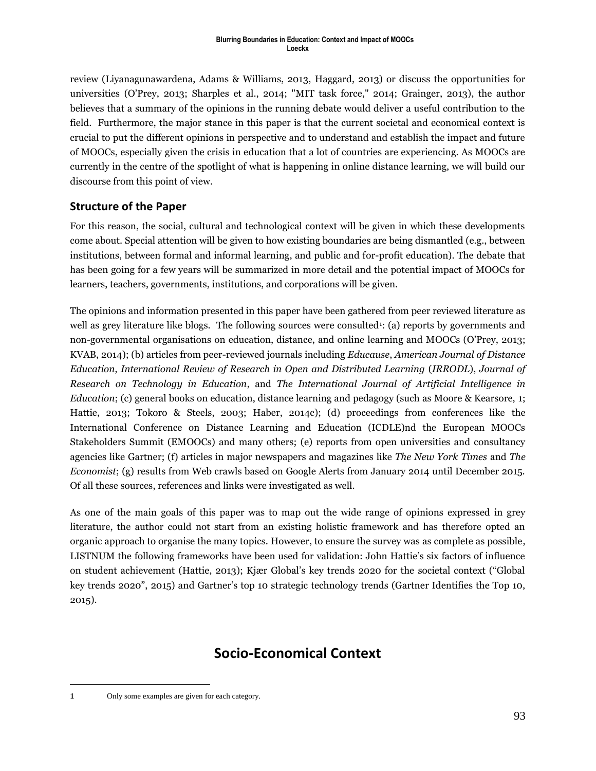review (Liyanagunawardena, Adams & Williams, 2013, Haggard, 2013) or discuss the opportunities for universities (O'Prey, 2013; Sharples et al., 2014; "MIT task force," 2014; Grainger, 2013), the author believes that a summary of the opinions in the running debate would deliver a useful contribution to the field. Furthermore, the major stance in this paper is that the current societal and economical context is crucial to put the different opinions in perspective and to understand and establish the impact and future of MOOCs, especially given the crisis in education that a lot of countries are experiencing. As MOOCs are currently in the centre of the spotlight of what is happening in online distance learning, we will build our discourse from this point of view.

## Structure of the Paper

For this reason, the social, cultural and technological context will be given in which these developments come about. Special attention will be given to how existing boundaries are being dismantled (e.g., between institutions, between formal and informal learning, and public and for-profit education). The debate that has been going for a few years will be summarized in more detail and the potential impact of MOOCs for learners, teachers, governments, institutions, and corporations will be given.

The opinions and information presented in this paper have been gathered from peer reviewed literature as well as grey literature like blogs. The following sources were consulted[1]: (a) reports by governments and non-governmental organisations on education, distance, and online learning and MOOCs (O'Prey, 2013; KVAB, 2014); (b) articles from peer-reviewed journals including *Educause*, *American Journal of Distance Education*, *International Review of Research in Open and Distributed Learning* (*IRRODL*), *Journal of Research on Technology in Education*, and *The International Journal of Artificial Intelligence in Education*; (c) general books on education, distance learning and pedagogy (such as Moore & Kearsore, 1; Hattie, 2013; Tokoro & Steels, 2003; Haber, 2014c); (d) proceedings from conferences like the International Conference on Distance Learning and Education (ICDLE)nd the European MOOCs Stakeholders Summit (EMOOCs) and many others; (e) reports from open universities and consultancy agencies like Gartner; (f) articles in major newspapers and magazines like *The New York Times* and *The Economist*; (g) results from Web crawls based on Google Alerts from January 2014 until December 2015. Of all these sources, references and links were investigated as well.

As one of the main goals of this paper was to map out the wide range of opinions expressed in grey literature, the author could not start from an existing holistic framework and has therefore opted an organic approach to organise the many topics. However, to ensure the survey was as complete as possible, LISTNUM the following frameworks have been used for validation: John Hattie's six factors of influence on student achievement (Hattie, 2013); Kjær Global's key trends 2020 for the societal context ("Global key trends 2020", 2015) and Gartner's top 10 strategic technology trends (Gartner Identifies the Top 10, 2015).

# Socio-Economical Context

[1] Only some examples are given for each category.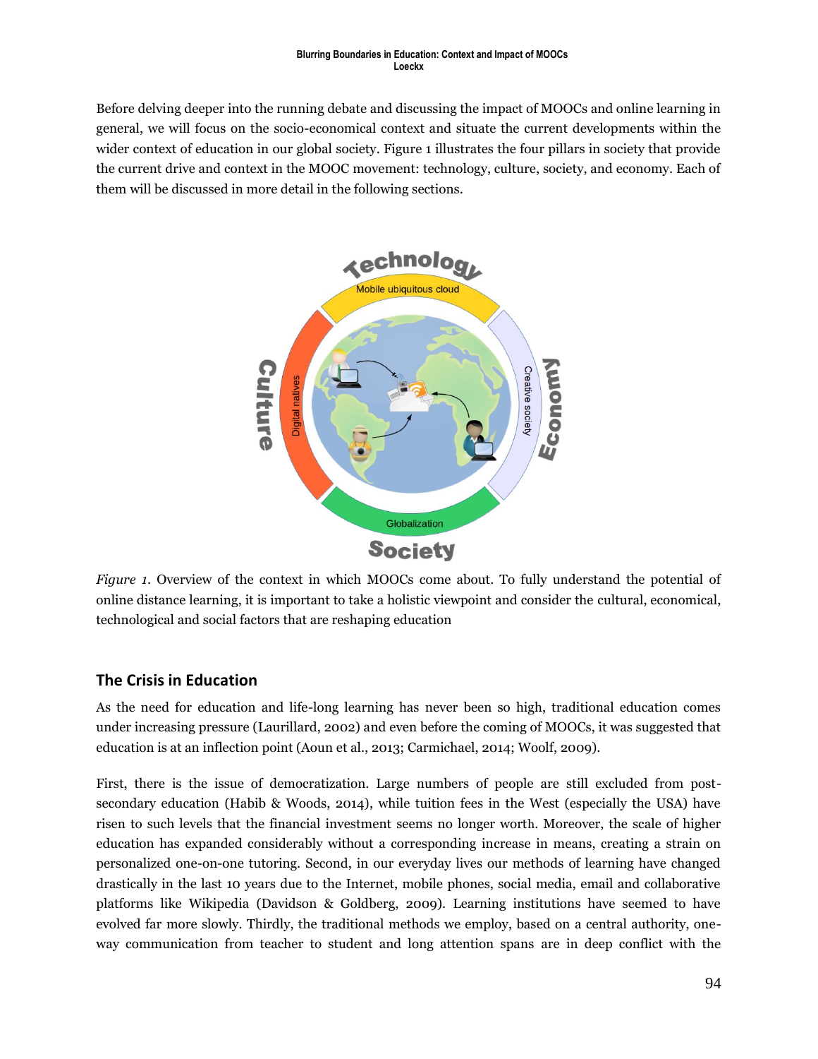Before delving deeper into the running debate and discussing the impact of MOOCs and online learning in general, we will focus on the socio-economical context and situate the current developments within the wider context of education in our global society. Figure 1 illustrates the four pillars in society that provide the current drive and context in the MOOC movement: technology, culture, society, and economy. Each of them will be discussed in more detail in the following sections.

*Figure 1.* Overview of the context in which MOOCs come about. To fully understand the potential of online distance learning, it is important to take a holistic viewpoint and consider the cultural, economical, technological and social factors that are reshaping education

## The Crisis in Education

As the need for education and life-long learning has never been so high, traditional education comes under increasing pressure (Laurillard, 2002) and even before the coming of MOOCs, it was suggested that education is at an inflection point (Aoun et al., 2013; Carmichael, 2014; Woolf, 2009).

First, there is the issue of democratization. Large numbers of people are still excluded from post-secondary education (Habib & Woods, 2014), while tuition fees in the West (especially the USA) have risen to such levels that the financial investment seems no longer worth. Moreover, the scale of higher education has expanded considerably without a corresponding increase in means, creating a strain on personalized one-on-one tutoring. Second, in our everyday lives our methods of learning have changed drastically in the last 10 years due to the Internet, mobile phones, social media, email and collaborative platforms like Wikipedia (Davidson & Goldberg, 2009). Learning institutions have seemed to have evolved far more slowly. Thirdly, the traditional methods we employ, based on a central authority, one-way communication from teacher to student and long attention spans are in deep conflict with the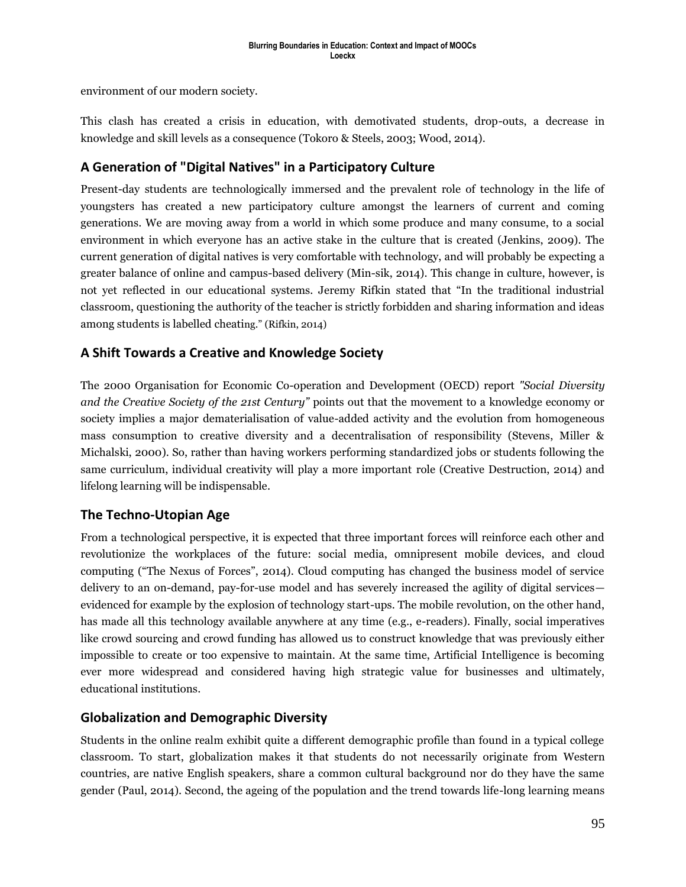environment of our modern society.

This clash has created a crisis in education, with demotivated students, drop-outs, a decrease in knowledge and skill levels as a consequence (Tokoro & Steels, 2003; Wood, 2014).

## A Generation of "Digital Natives" in a Participatory Culture

Present-day students are technologically immersed and the prevalent role of technology in the life of youngsters has created a new participatory culture amongst the learners of current and coming generations. We are moving away from a world in which some produce and many consume, to a social environment in which everyone has an active stake in the culture that is created (Jenkins, 2009). The current generation of digital natives is very comfortable with technology, and will probably be expecting a greater balance of online and campus-based delivery (Min-sik, 2014). This change in culture, however, is not yet reflected in our educational systems. Jeremy Rifkin stated that "In the traditional industrial classroom, questioning the authority of the teacher is strictly forbidden and sharing information and ideas among students is labelled cheating." (Rifkin, 2014)

## A Shift Towards a Creative and Knowledge Society

The 2000 Organisation for Economic Co-operation and Development (OECD) report *"Social Diversity and the Creative Society of the 21st Century"* points out that the movement to a knowledge economy or society implies a major dematerialisation of value-added activity and the evolution from homogeneous mass consumption to creative diversity and a decentralisation of responsibility (Stevens, Miller & Michalski, 2000). So, rather than having workers performing standardized jobs or students following the same curriculum, individual creativity will play a more important role (Creative Destruction, 2014) and lifelong learning will be indispensable.

## The Techno-Utopian Age

From a technological perspective, it is expected that three important forces will reinforce each other and revolutionize the workplaces of the future: social media, omnipresent mobile devices, and cloud computing ("The Nexus of Forces", 2014). Cloud computing has changed the business model of service delivery to an on-demand, pay-for-use model and has severely increased the agility of digital services—evidenced for example by the explosion of technology start-ups. The mobile revolution, on the other hand, has made all this technology available anywhere at any time (e.g., e-readers). Finally, social imperatives like crowd sourcing and crowd funding has allowed us to construct knowledge that was previously either impossible to create or too expensive to maintain. At the same time, Artificial Intelligence is becoming ever more widespread and considered having high strategic value for businesses and ultimately, educational institutions.

## Globalization and Demographic Diversity

Students in the online realm exhibit quite a different demographic profile than found in a typical college classroom. To start, globalization makes it that students do not necessarily originate from Western countries, are native English speakers, share a common cultural background nor do they have the same gender (Paul, 2014). Second, the ageing of the population and the trend towards life-long learning means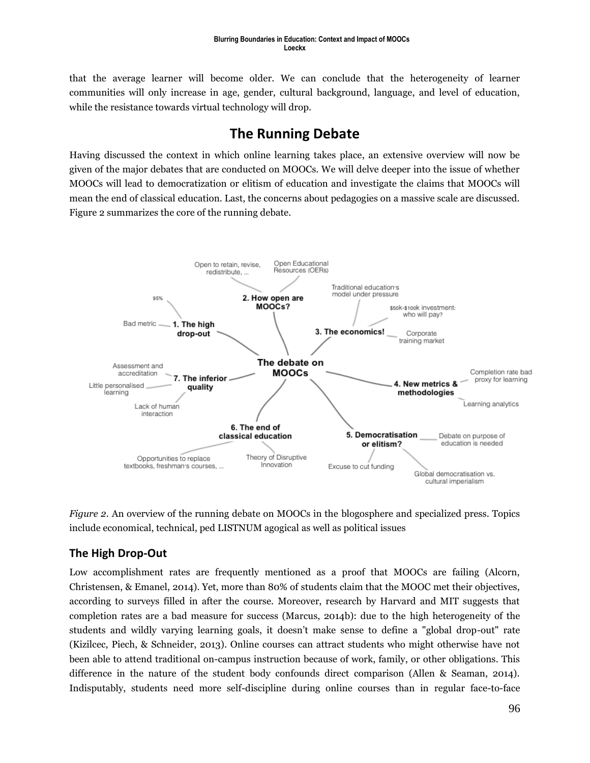that the average learner will become older. We can conclude that the heterogeneity of learner communities will only increase in age, gender, cultural background, language, and level of education, while the resistance towards virtual technology will drop.

## The Running Debate

Having discussed the context in which online learning takes place, an extensive overview will now be given of the major debates that are conducted on MOOCs. We will delve deeper into the issue of whether MOOCs will lead to democratization or elitism of education and investigate the claims that MOOCs will mean the end of classical education. Last, the concerns about pedagogies on a massive scale are discussed. Figure 2 summarizes the core of the running debate.

*Figure 2*. An overview of the running debate on MOOCs in the blogosphere and specialized press. Topics include economical, technical, ped LISTNUM agogical as well as political issues

### The High Drop-Out

Low accomplishment rates are frequently mentioned as a proof that MOOCs are failing (Alcorn, Christensen, & Emanel, 2014). Yet, more than 80% of students claim that the MOOC met their objectives, according to surveys filled in after the course. Moreover, research by Harvard and MIT suggests that completion rates are a bad measure for success (Marcus, 2014b): due to the high heterogeneity of the students and wildly varying learning goals, it doesn't make sense to define a "global drop-out" rate (Kizilcec, Piech, & Schneider, 2013). Online courses can attract students who might otherwise have not been able to attend traditional on-campus instruction because of work, family, or other obligations. This difference in the nature of the student body confounds direct comparison (Allen & Seaman, 2014). Indisputably, students need more self-discipline during online courses than in regular face-to-face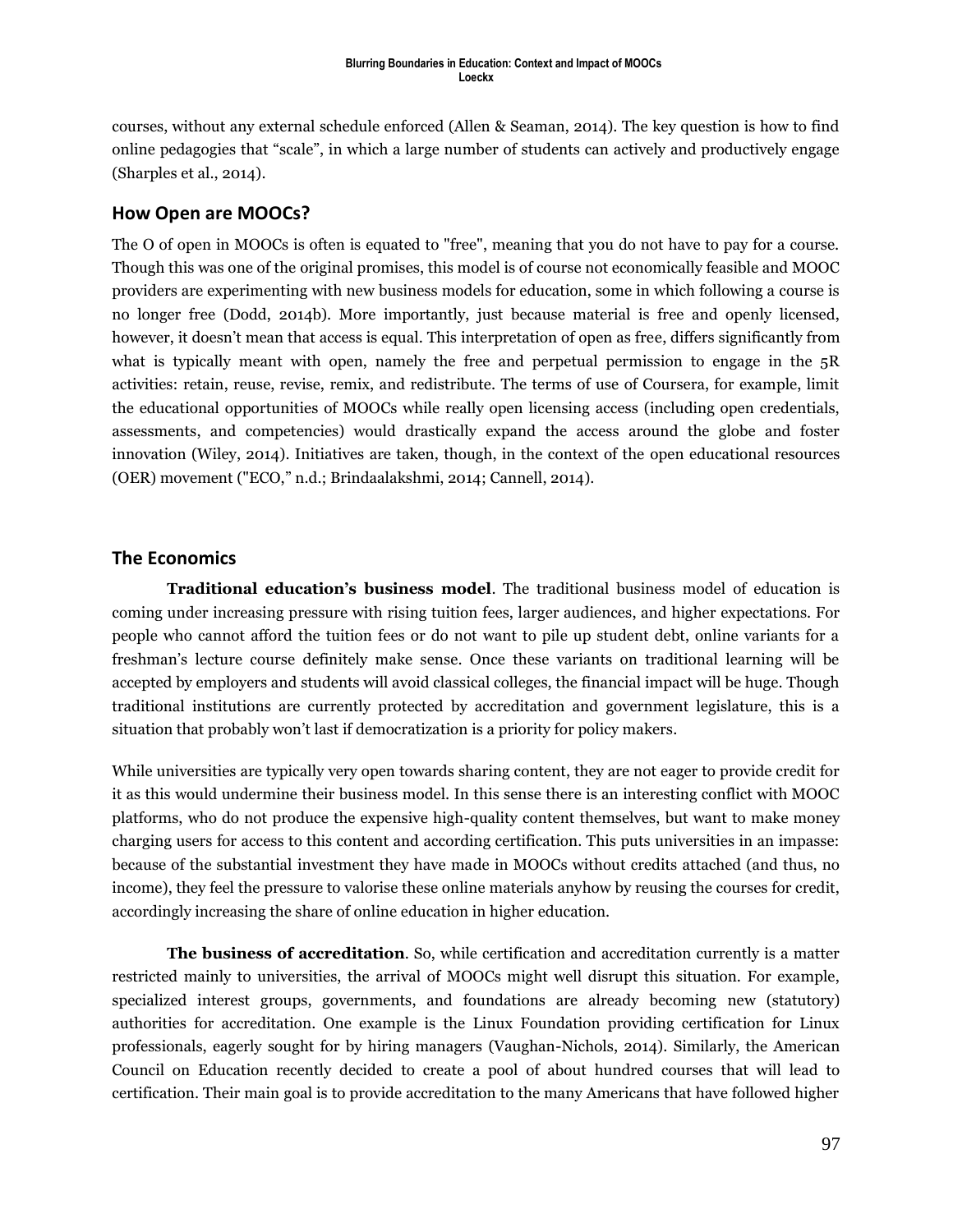courses, without any external schedule enforced (Allen & Seaman, 2014). The key question is how to find online pedagogies that "scale", in which a large number of students can actively and productively engage (Sharples et al., 2014).

## How Open are MOOCs?

The O of open in MOOCs is often is equated to "free", meaning that you do not have to pay for a course. Though this was one of the original promises, this model is of course not economically feasible and MOOC providers are experimenting with new business models for education, some in which following a course is no longer free (Dodd, 2014b). More importantly, just because material is free and openly licensed, however, it doesn't mean that access is equal. This interpretation of open as free, differs significantly from what is typically meant with open, namely the free and perpetual permission to engage in the 5R activities: retain, reuse, revise, remix, and redistribute. The terms of use of Coursera, for example, limit the educational opportunities of MOOCs while really open licensing access (including open credentials, assessments, and competencies) would drastically expand the access around the globe and foster innovation (Wiley, 2014). Initiatives are taken, though, in the context of the open educational resources (OER) movement ("ECO," n.d.; Brindaalakshmi, 2014; Cannell, 2014).

## The Economics

**Traditional education's business model**. The traditional business model of education is coming under increasing pressure with rising tuition fees, larger audiences, and higher expectations. For people who cannot afford the tuition fees or do not want to pile up student debt, online variants for a freshman's lecture course definitely make sense. Once these variants on traditional learning will be accepted by employers and students will avoid classical colleges, the financial impact will be huge. Though traditional institutions are currently protected by accreditation and government legislature, this is a situation that probably won't last if democratization is a priority for policy makers.

While universities are typically very open towards sharing content, they are not eager to provide credit for it as this would undermine their business model. In this sense there is an interesting conflict with MOOC platforms, who do not produce the expensive high-quality content themselves, but want to make money charging users for access to this content and according certification. This puts universities in an impasse: because of the substantial investment they have made in MOOCs without credits attached (and thus, no income), they feel the pressure to valorise these online materials anyhow by reusing the courses for credit, accordingly increasing the share of online education in higher education.

**The business of accreditation**. So, while certification and accreditation currently is a matter restricted mainly to universities, the arrival of MOOCs might well disrupt this situation. For example, specialized interest groups, governments, and foundations are already becoming new (statutory) authorities for accreditation. One example is the Linux Foundation providing certification for Linux professionals, eagerly sought for by hiring managers (Vaughan-Nichols, 2014). Similarly, the American Council on Education recently decided to create a pool of about hundred courses that will lead to certification. Their main goal is to provide accreditation to the many Americans that have followed higher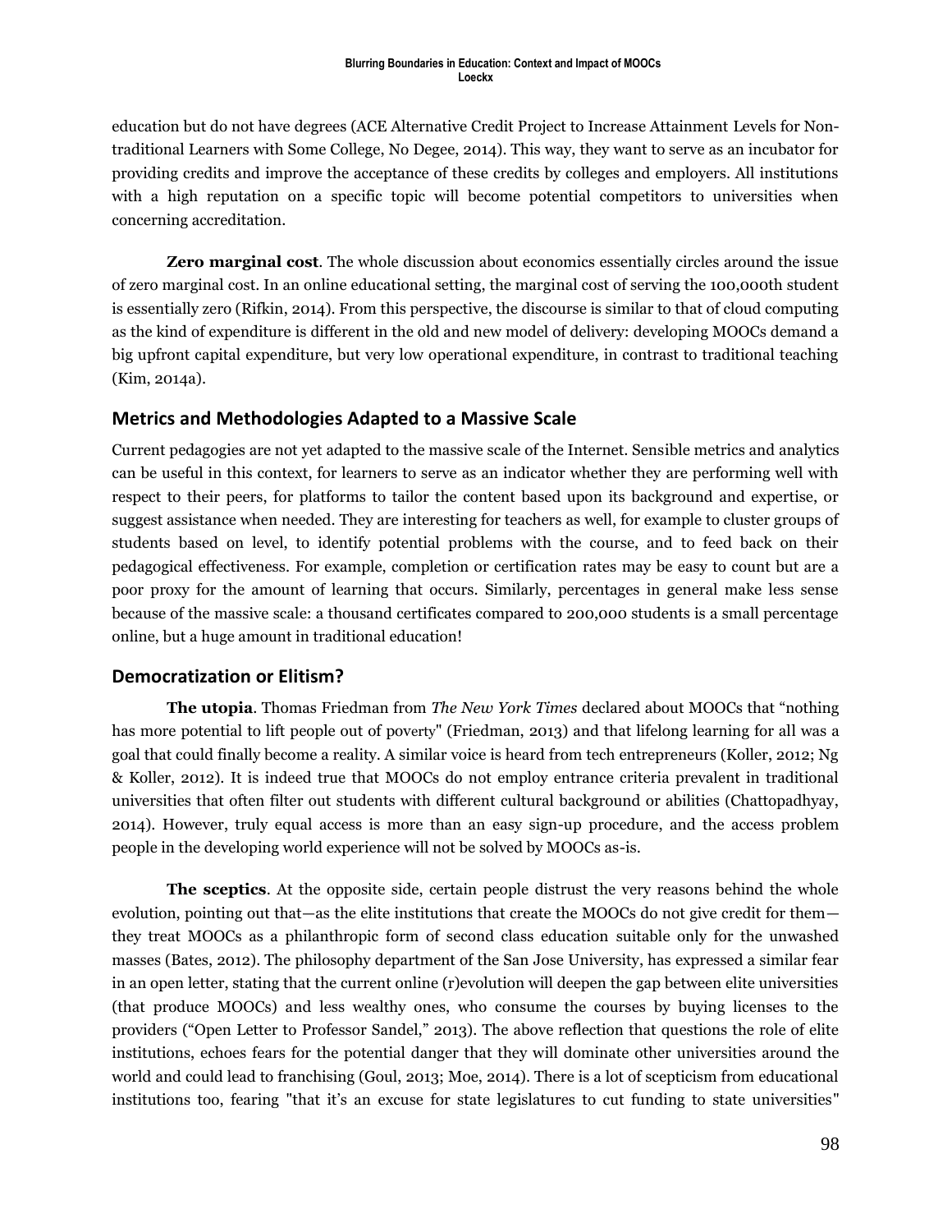education but do not have degrees (ACE Alternative Credit Project to Increase Attainment Levels for Non-traditional Learners with Some College, No Degee, 2014). This way, they want to serve as an incubator for providing credits and improve the acceptance of these credits by colleges and employers. All institutions with a high reputation on a specific topic will become potential competitors to universities when concerning accreditation.

**Zero marginal cost**. The whole discussion about economics essentially circles around the issue of zero marginal cost. In an online educational setting, the marginal cost of serving the 100,000th student is essentially zero (Rifkin, 2014). From this perspective, the discourse is similar to that of cloud computing as the kind of expenditure is different in the old and new model of delivery: developing MOOCs demand a big upfront capital expenditure, but very low operational expenditure, in contrast to traditional teaching (Kim, 2014a).

## Metrics and Methodologies Adapted to a Massive Scale

Current pedagogies are not yet adapted to the massive scale of the Internet. Sensible metrics and analytics can be useful in this context, for learners to serve as an indicator whether they are performing well with respect to their peers, for platforms to tailor the content based upon its background and expertise, or suggest assistance when needed. They are interesting for teachers as well, for example to cluster groups of students based on level, to identify potential problems with the course, and to feed back on their pedagogical effectiveness. For example, completion or certification rates may be easy to count but are a poor proxy for the amount of learning that occurs. Similarly, percentages in general make less sense because of the massive scale: a thousand certificates compared to 200,000 students is a small percentage online, but a huge amount in traditional education!

## Democratization or Elitism?

**The utopia**. Thomas Friedman from *The New York Times* declared about MOOCs that "nothing has more potential to lift people out of poverty" (Friedman, 2013) and that lifelong learning for all was a goal that could finally become a reality. A similar voice is heard from tech entrepreneurs (Koller, 2012; Ng & Koller, 2012). It is indeed true that MOOCs do not employ entrance criteria prevalent in traditional universities that often filter out students with different cultural background or abilities (Chattopadhyay, 2014). However, truly equal access is more than an easy sign-up procedure, and the access problem people in the developing world experience will not be solved by MOOCs as-is.

**The sceptics**. At the opposite side, certain people distrust the very reasons behind the whole evolution, pointing out that—as the elite institutions that create the MOOCs do not give credit for them—they treat MOOCs as a philanthropic form of second class education suitable only for the unwashed masses (Bates, 2012). The philosophy department of the San Jose University, has expressed a similar fear in an open letter, stating that the current online (r)evolution will deepen the gap between elite universities (that produce MOOCs) and less wealthy ones, who consume the courses by buying licenses to the providers ("Open Letter to Professor Sandel," 2013). The above reflection that questions the role of elite institutions, echoes fears for the potential danger that they will dominate other universities around the world and could lead to franchising (Goul, 2013; Moe, 2014). There is a lot of scepticism from educational institutions too, fearing "that it's an excuse for state legislatures to cut funding to state universities"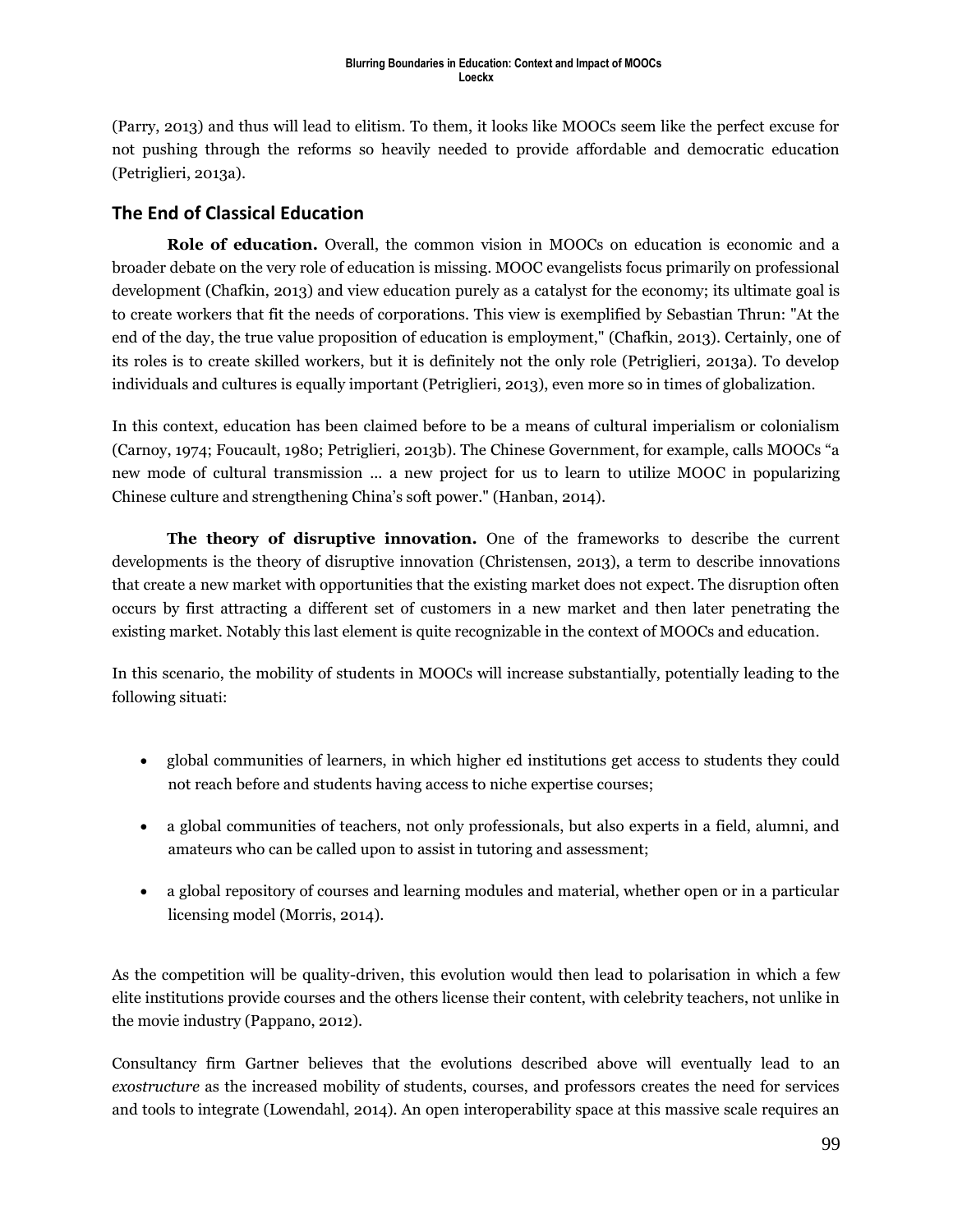(Parry, 2013) and thus will lead to elitism. To them, it looks like MOOCs seem like the perfect excuse for not pushing through the reforms so heavily needed to provide affordable and democratic education (Petriglieri, 2013a).

## The End of Classical Education

**Role of education.** Overall, the common vision in MOOCs on education is economic and a broader debate on the very role of education is missing. MOOC evangelists focus primarily on professional development (Chafkin, 2013) and view education purely as a catalyst for the economy; its ultimate goal is to create workers that fit the needs of corporations. This view is exemplified by Sebastian Thrun: "At the end of the day, the true value proposition of education is employment," (Chafkin, 2013). Certainly, one of its roles is to create skilled workers, but it is definitely not the only role (Petriglieri, 2013a). To develop individuals and cultures is equally important (Petriglieri, 2013), even more so in times of globalization.

In this context, education has been claimed before to be a means of cultural imperialism or colonialism (Carnoy, 1974; Foucault, 1980; Petriglieri, 2013b). The Chinese Government, for example, calls MOOCs "a new mode of cultural transmission ... a new project for us to learn to utilize MOOC in popularizing Chinese culture and strengthening China's soft power." (Hanban, 2014).

**The theory of disruptive innovation.** One of the frameworks to describe the current developments is the theory of disruptive innovation (Christensen, 2013), a term to describe innovations that create a new market with opportunities that the existing market does not expect. The disruption often occurs by first attracting a different set of customers in a new market and then later penetrating the existing market. Notably this last element is quite recognizable in the context of MOOCs and education.

In this scenario, the mobility of students in MOOCs will increase substantially, potentially leading to the following situati:

- global communities of learners, in which higher ed institutions get access to students they could not reach before and students having access to niche expertise courses;
- a global communities of teachers, not only professionals, but also experts in a field, alumni, and amateurs who can be called upon to assist in tutoring and assessment;
- a global repository of courses and learning modules and material, whether open or in a particular licensing model (Morris, 2014).

As the competition will be quality-driven, this evolution would then lead to polarisation in which a few elite institutions provide courses and the others license their content, with celebrity teachers, not unlike in the movie industry (Pappano, 2012).

Consultancy firm Gartner believes that the evolutions described above will eventually lead to an *exostructure* as the increased mobility of students, courses, and professors creates the need for services and tools to integrate (Lowendahl, 2014). An open interoperability space at this massive scale requires an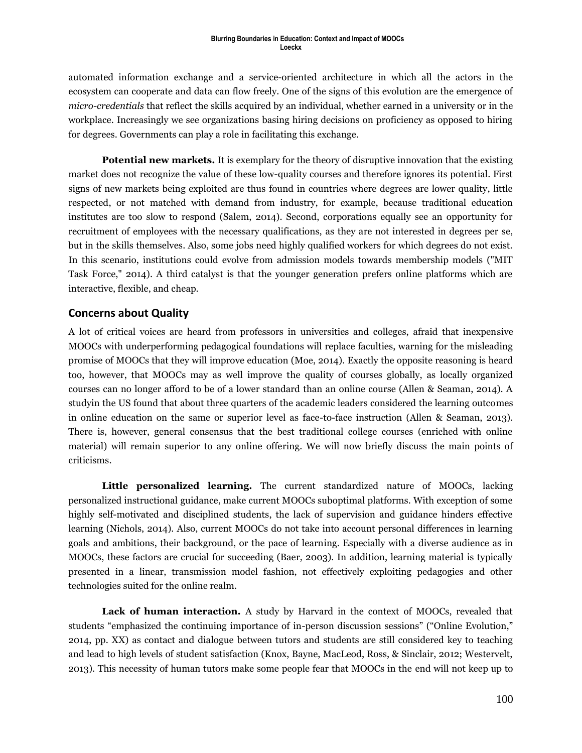automated information exchange and a service-oriented architecture in which all the actors in the ecosystem can cooperate and data can flow freely. One of the signs of this evolution are the emergence of *micro-credentials* that reflect the skills acquired by an individual, whether earned in a university or in the workplace. Increasingly we see organizations basing hiring decisions on proficiency as opposed to hiring for degrees. Governments can play a role in facilitating this exchange.

**Potential new markets.** It is exemplary for the theory of disruptive innovation that the existing market does not recognize the value of these low-quality courses and therefore ignores its potential. First signs of new markets being exploited are thus found in countries where degrees are lower quality, little respected, or not matched with demand from industry, for example, because traditional education institutes are too slow to respond (Salem, 2014). Second, corporations equally see an opportunity for recruitment of employees with the necessary qualifications, as they are not interested in degrees per se, but in the skills themselves. Also, some jobs need highly qualified workers for which degrees do not exist. In this scenario, institutions could evolve from admission models towards membership models ("MIT Task Force," 2014). A third catalyst is that the younger generation prefers online platforms which are interactive, flexible, and cheap.

## Concerns about Quality

A lot of critical voices are heard from professors in universities and colleges, afraid that inexpensive MOOCs with underperforming pedagogical foundations will replace faculties, warning for the misleading promise of MOOCs that they will improve education (Moe, 2014). Exactly the opposite reasoning is heard too, however, that MOOCs may as well improve the quality of courses globally, as locally organized courses can no longer afford to be of a lower standard than an online course (Allen & Seaman, 2014). A studyin the US found that about three quarters of the academic leaders considered the learning outcomes in online education on the same or superior level as face-to-face instruction (Allen & Seaman, 2013). There is, however, general consensus that the best traditional college courses (enriched with online material) will remain superior to any online offering. We will now briefly discuss the main points of criticisms.

**Little personalized learning.** The current standardized nature of MOOCs, lacking personalized instructional guidance, make current MOOCs suboptimal platforms. With exception of some highly self-motivated and disciplined students, the lack of supervision and guidance hinders effective learning (Nichols, 2014). Also, current MOOCs do not take into account personal differences in learning goals and ambitions, their background, or the pace of learning. Especially with a diverse audience as in MOOCs, these factors are crucial for succeeding (Baer, 2003). In addition, learning material is typically presented in a linear, transmission model fashion, not effectively exploiting pedagogies and other technologies suited for the online realm.

**Lack of human interaction.** A study by Harvard in the context of MOOCs, revealed that students "emphasized the continuing importance of in-person discussion sessions" ("Online Evolution," 2014, pp. XX) as contact and dialogue between tutors and students are still considered key to teaching and lead to high levels of student satisfaction (Knox, Bayne, MacLeod, Ross, & Sinclair, 2012; Westervelt, 2013). This necessity of human tutors make some people fear that MOOCs in the end will not keep up to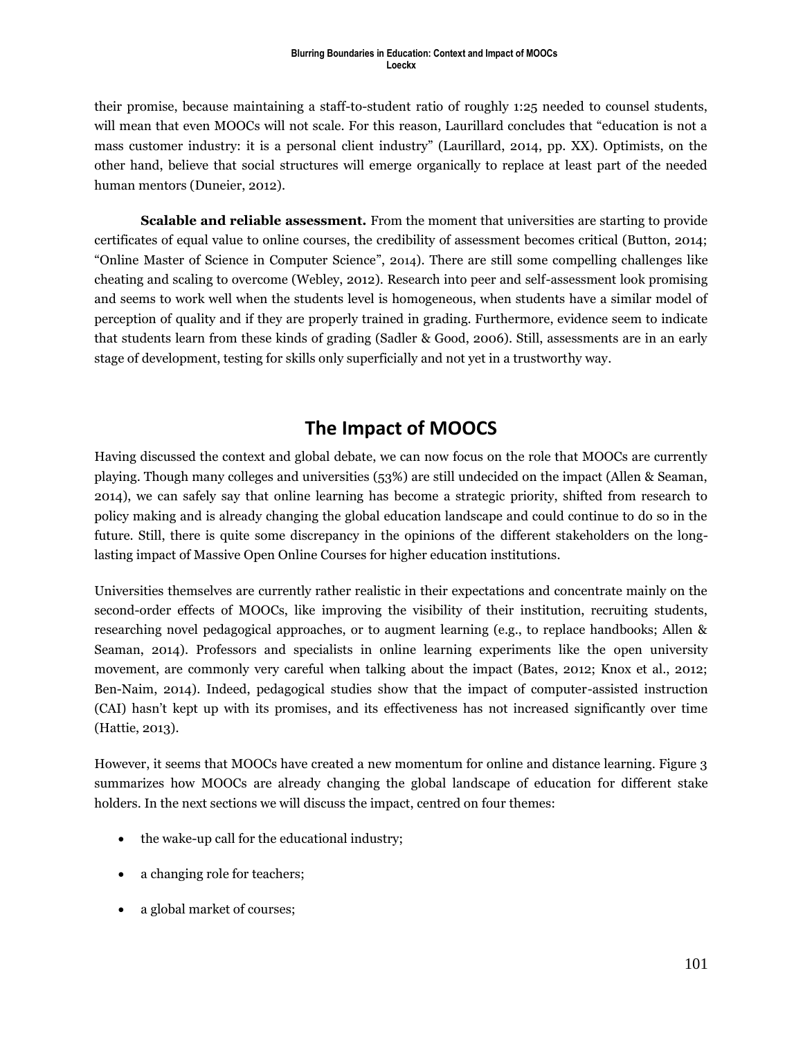their promise, because maintaining a staff-to-student ratio of roughly 1:25 needed to counsel students, will mean that even MOOCs will not scale. For this reason, Laurillard concludes that "education is not a mass customer industry: it is a personal client industry" (Laurillard, 2014, pp. XX). Optimists, on the other hand, believe that social structures will emerge organically to replace at least part of the needed human mentors (Duneier, 2012).

**Scalable and reliable assessment.** From the moment that universities are starting to provide certificates of equal value to online courses, the credibility of assessment becomes critical (Button, 2014; "Online Master of Science in Computer Science", 2014). There are still some compelling challenges like cheating and scaling to overcome (Webley, 2012). Research into peer and self-assessment look promising and seems to work well when the students level is homogeneous, when students have a similar model of perception of quality and if they are properly trained in grading. Furthermore, evidence seem to indicate that students learn from these kinds of grading (Sadler & Good, 2006). Still, assessments are in an early stage of development, testing for skills only superficially and not yet in a trustworthy way.

## The Impact of MOOCS

Having discussed the context and global debate, we can now focus on the role that MOOCs are currently playing. Though many colleges and universities (53%) are still undecided on the impact (Allen & Seaman, 2014), we can safely say that online learning has become a strategic priority, shifted from research to policy making and is already changing the global education landscape and could continue to do so in the future. Still, there is quite some discrepancy in the opinions of the different stakeholders on the long-lasting impact of Massive Open Online Courses for higher education institutions.

Universities themselves are currently rather realistic in their expectations and concentrate mainly on the second-order effects of MOOCs, like improving the visibility of their institution, recruiting students, researching novel pedagogical approaches, or to augment learning (e.g., to replace handbooks; Allen & Seaman, 2014). Professors and specialists in online learning experiments like the open university movement, are commonly very careful when talking about the impact (Bates, 2012; Knox et al., 2012; Ben-Naim, 2014). Indeed, pedagogical studies show that the impact of computer-assisted instruction (CAI) hasn't kept up with its promises, and its effectiveness has not increased significantly over time (Hattie, 2013).

However, it seems that MOOCs have created a new momentum for online and distance learning. Figure 3 summarizes how MOOCs are already changing the global landscape of education for different stake holders. In the next sections we will discuss the impact, centred on four themes:

- the wake-up call for the educational industry;
- a changing role for teachers;
- a global market of courses;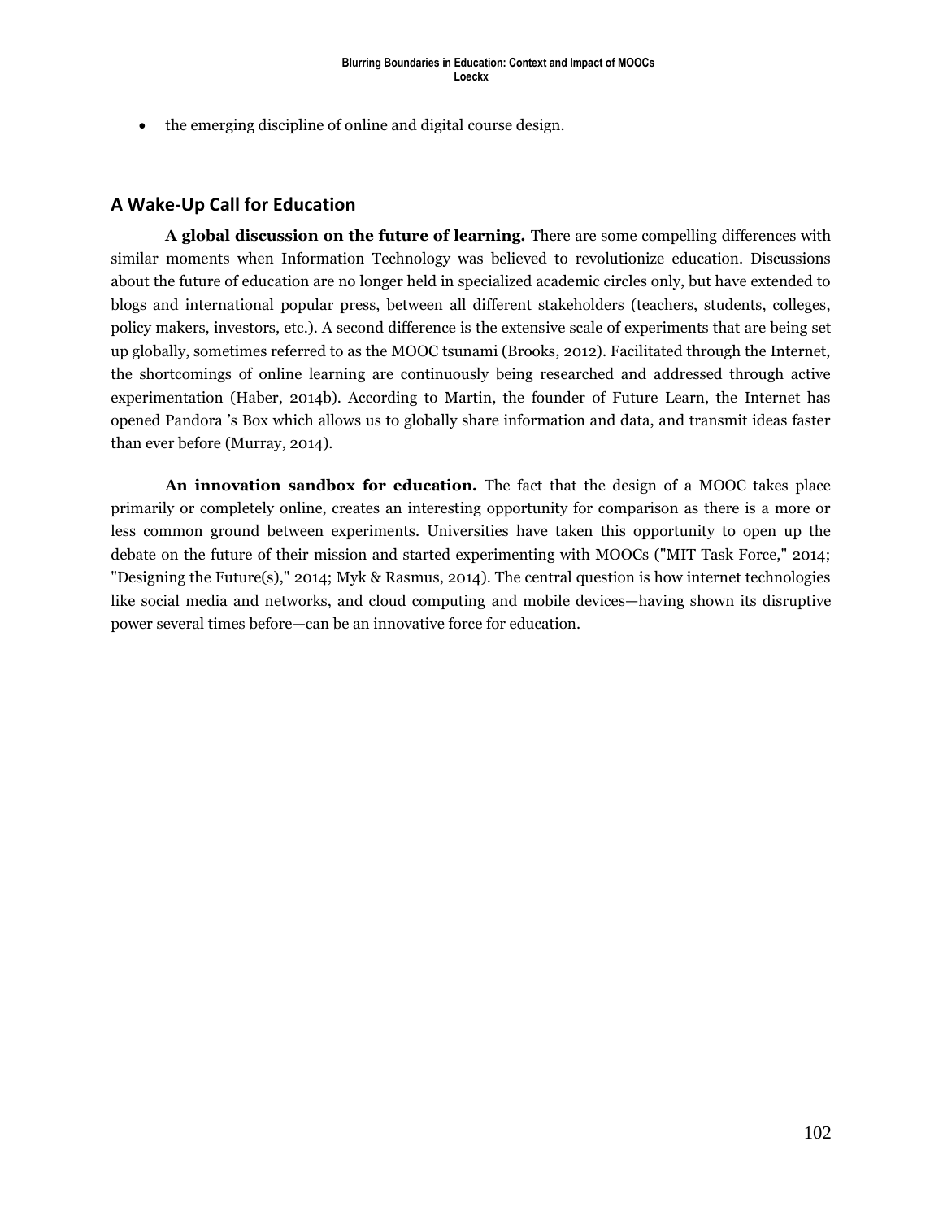- the emerging discipline of online and digital course design.

## A Wake-Up Call for Education

**A global discussion on the future of learning.** There are some compelling differences with similar moments when Information Technology was believed to revolutionize education. Discussions about the future of education are no longer held in specialized academic circles only, but have extended to blogs and international popular press, between all different stakeholders (teachers, students, colleges, policy makers, investors, etc.). A second difference is the extensive scale of experiments that are being set up globally, sometimes referred to as the MOOC tsunami (Brooks, 2012). Facilitated through the Internet, the shortcomings of online learning are continuously being researched and addressed through active experimentation (Haber, 2014b). According to Martin, the founder of Future Learn, the Internet has opened Pandora 's Box which allows us to globally share information and data, and transmit ideas faster than ever before (Murray, 2014).

**An innovation sandbox for education.** The fact that the design of a MOOC takes place primarily or completely online, creates an interesting opportunity for comparison as there is a more or less common ground between experiments. Universities have taken this opportunity to open up the debate on the future of their mission and started experimenting with MOOCs ("MIT Task Force," 2014; "Designing the Future(s)," 2014; Myk & Rasmus, 2014). The central question is how internet technologies like social media and networks, and cloud computing and mobile devices—having shown its disruptive power several times before—can be an innovative force for education.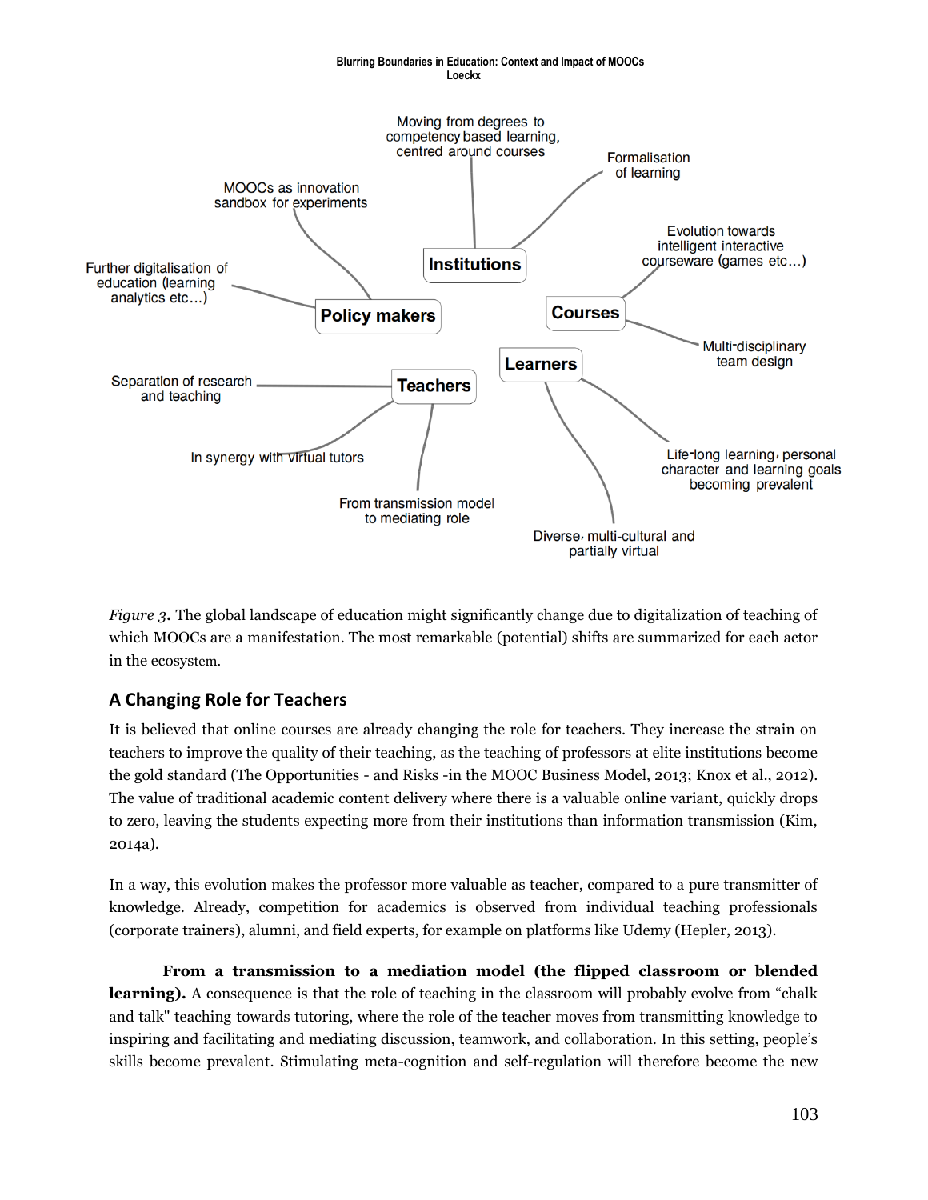*Figure 3***.** The global landscape of education might significantly change due to digitalization of teaching of which MOOCs are a manifestation. The most remarkable (potential) shifts are summarized for each actor in the ecosystem.

## A Changing Role for Teachers

It is believed that online courses are already changing the role for teachers. They increase the strain on teachers to improve the quality of their teaching, as the teaching of professors at elite institutions become the gold standard (The Opportunities - and Risks -in the MOOC Business Model, 2013; Knox et al., 2012). The value of traditional academic content delivery where there is a valuable online variant, quickly drops to zero, leaving the students expecting more from their institutions than information transmission (Kim, 2014a).

In a way, this evolution makes the professor more valuable as teacher, compared to a pure transmitter of knowledge. Already, competition for academics is observed from individual teaching professionals (corporate trainers), alumni, and field experts, for example on platforms like Udemy (Hepler, 2013).

**From a transmission to a mediation model (the flipped classroom or blended learning).** A consequence is that the role of teaching in the classroom will probably evolve from "chalk and talk" teaching towards tutoring, where the role of the teacher moves from transmitting knowledge to inspiring and facilitating and mediating discussion, teamwork, and collaboration. In this setting, people's skills become prevalent. Stimulating meta-cognition and self-regulation will therefore become the new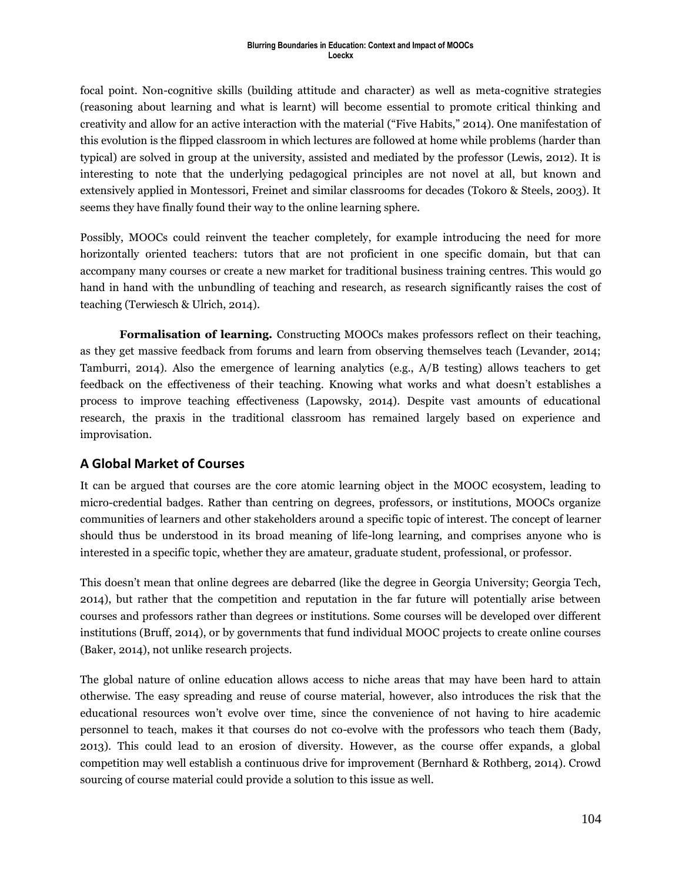focal point. Non-cognitive skills (building attitude and character) as well as meta-cognitive strategies (reasoning about learning and what is learnt) will become essential to promote critical thinking and creativity and allow for an active interaction with the material ("Five Habits," 2014). One manifestation of this evolution is the flipped classroom in which lectures are followed at home while problems (harder than typical) are solved in group at the university, assisted and mediated by the professor (Lewis, 2012). It is interesting to note that the underlying pedagogical principles are not novel at all, but known and extensively applied in Montessori, Freinet and similar classrooms for decades (Tokoro & Steels, 2003). It seems they have finally found their way to the online learning sphere.

Possibly, MOOCs could reinvent the teacher completely, for example introducing the need for more horizontally oriented teachers: tutors that are not proficient in one specific domain, but that can accompany many courses or create a new market for traditional business training centres. This would go hand in hand with the unbundling of teaching and research, as research significantly raises the cost of teaching (Terwiesch & Ulrich, 2014).

**Formalisation of learning.** Constructing MOOCs makes professors reflect on their teaching, as they get massive feedback from forums and learn from observing themselves teach (Levander, 2014; Tamburri, 2014). Also the emergence of learning analytics (e.g., A/B testing) allows teachers to get feedback on the effectiveness of their teaching. Knowing what works and what doesn't establishes a process to improve teaching effectiveness (Lapowsky, 2014). Despite vast amounts of educational research, the praxis in the traditional classroom has remained largely based on experience and improvisation.

## A Global Market of Courses

It can be argued that courses are the core atomic learning object in the MOOC ecosystem, leading to micro-credential badges. Rather than centring on degrees, professors, or institutions, MOOCs organize communities of learners and other stakeholders around a specific topic of interest. The concept of learner should thus be understood in its broad meaning of life-long learning, and comprises anyone who is interested in a specific topic, whether they are amateur, graduate student, professional, or professor.

This doesn't mean that online degrees are debarred (like the degree in Georgia University; Georgia Tech, 2014), but rather that the competition and reputation in the far future will potentially arise between courses and professors rather than degrees or institutions. Some courses will be developed over different institutions (Bruff, 2014), or by governments that fund individual MOOC projects to create online courses (Baker, 2014), not unlike research projects.

The global nature of online education allows access to niche areas that may have been hard to attain otherwise. The easy spreading and reuse of course material, however, also introduces the risk that the educational resources won't evolve over time, since the convenience of not having to hire academic personnel to teach, makes it that courses do not co-evolve with the professors who teach them (Bady, 2013). This could lead to an erosion of diversity. However, as the course offer expands, a global competition may well establish a continuous drive for improvement (Bernhard & Rothberg, 2014). Crowd sourcing of course material could provide a solution to this issue as well.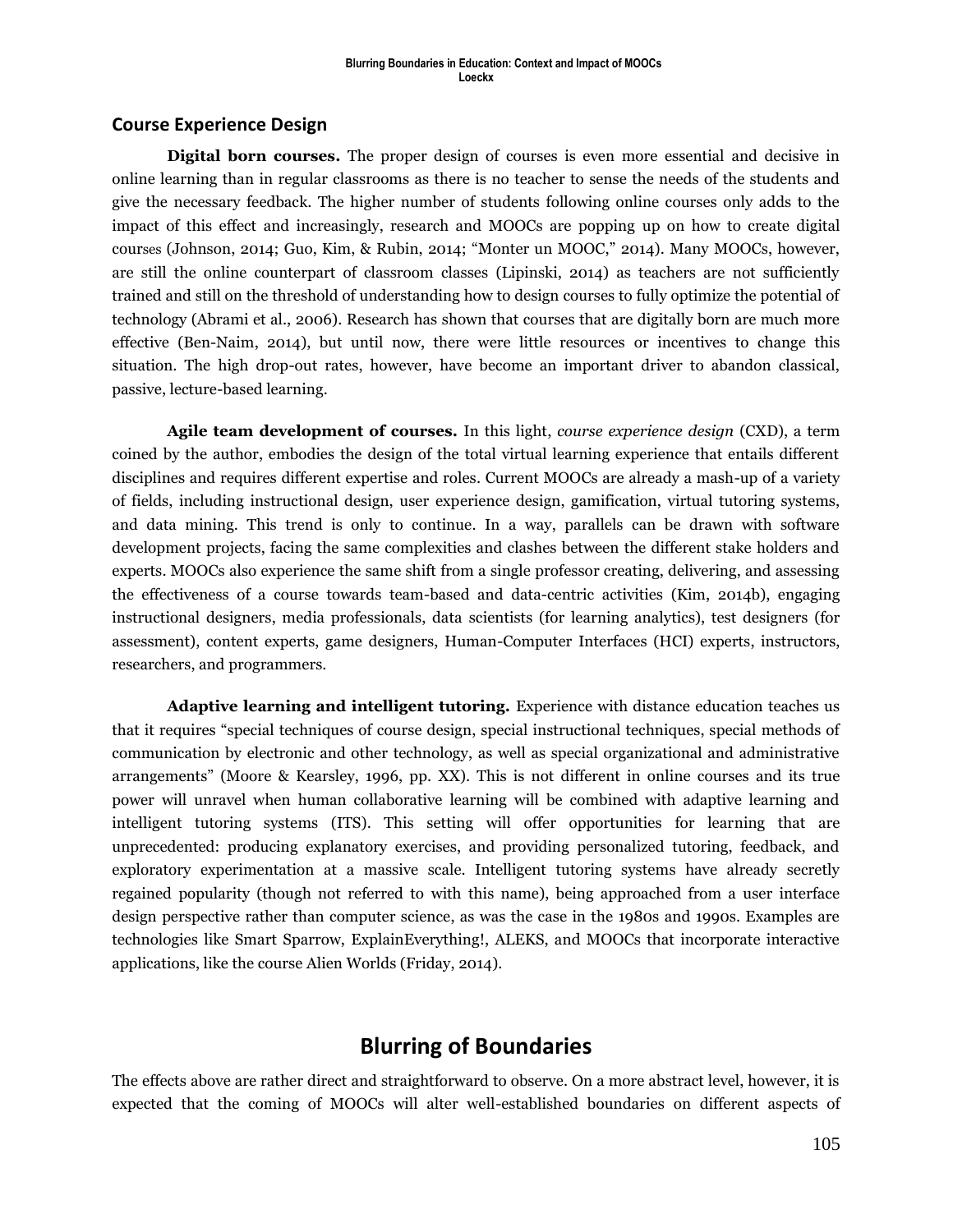## Course Experience Design

**Digital born courses.** The proper design of courses is even more essential and decisive in online learning than in regular classrooms as there is no teacher to sense the needs of the students and give the necessary feedback. The higher number of students following online courses only adds to the impact of this effect and increasingly, research and MOOCs are popping up on how to create digital courses (Johnson, 2014; Guo, Kim, & Rubin, 2014; "Monter un MOOC," 2014). Many MOOCs, however, are still the online counterpart of classroom classes (Lipinski, 2014) as teachers are not sufficiently trained and still on the threshold of understanding how to design courses to fully optimize the potential of technology (Abrami et al., 2006). Research has shown that courses that are digitally born are much more effective (Ben-Naim, 2014), but until now, there were little resources or incentives to change this situation. The high drop-out rates, however, have become an important driver to abandon classical, passive, lecture-based learning.

**Agile team development of courses.** In this light, *course experience design* (CXD), a term coined by the author, embodies the design of the total virtual learning experience that entails different disciplines and requires different expertise and roles. Current MOOCs are already a mash-up of a variety of fields, including instructional design, user experience design, gamification, virtual tutoring systems, and data mining. This trend is only to continue. In a way, parallels can be drawn with software development projects, facing the same complexities and clashes between the different stake holders and experts. MOOCs also experience the same shift from a single professor creating, delivering, and assessing the effectiveness of a course towards team-based and data-centric activities (Kim, 2014b), engaging instructional designers, media professionals, data scientists (for learning analytics), test designers (for assessment), content experts, game designers, Human-Computer Interfaces (HCI) experts, instructors, researchers, and programmers.

**Adaptive learning and intelligent tutoring.** Experience with distance education teaches us that it requires "special techniques of course design, special instructional techniques, special methods of communication by electronic and other technology, as well as special organizational and administrative arrangements" (Moore & Kearsley, 1996, pp. XX). This is not different in online courses and its true power will unravel when human collaborative learning will be combined with adaptive learning and intelligent tutoring systems (ITS). This setting will offer opportunities for learning that are unprecedented: producing explanatory exercises, and providing personalized tutoring, feedback, and exploratory experimentation at a massive scale. Intelligent tutoring systems have already secretly regained popularity (though not referred to with this name), being approached from a user interface design perspective rather than computer science, as was the case in the 1980s and 1990s. Examples are technologies like Smart Sparrow, ExplainEverything!, ALEKS, and MOOCs that incorporate interactive applications, like the course Alien Worlds (Friday, 2014).

# Blurring of Boundaries

The effects above are rather direct and straightforward to observe. On a more abstract level, however, it is expected that the coming of MOOCs will alter well-established boundaries on different aspects of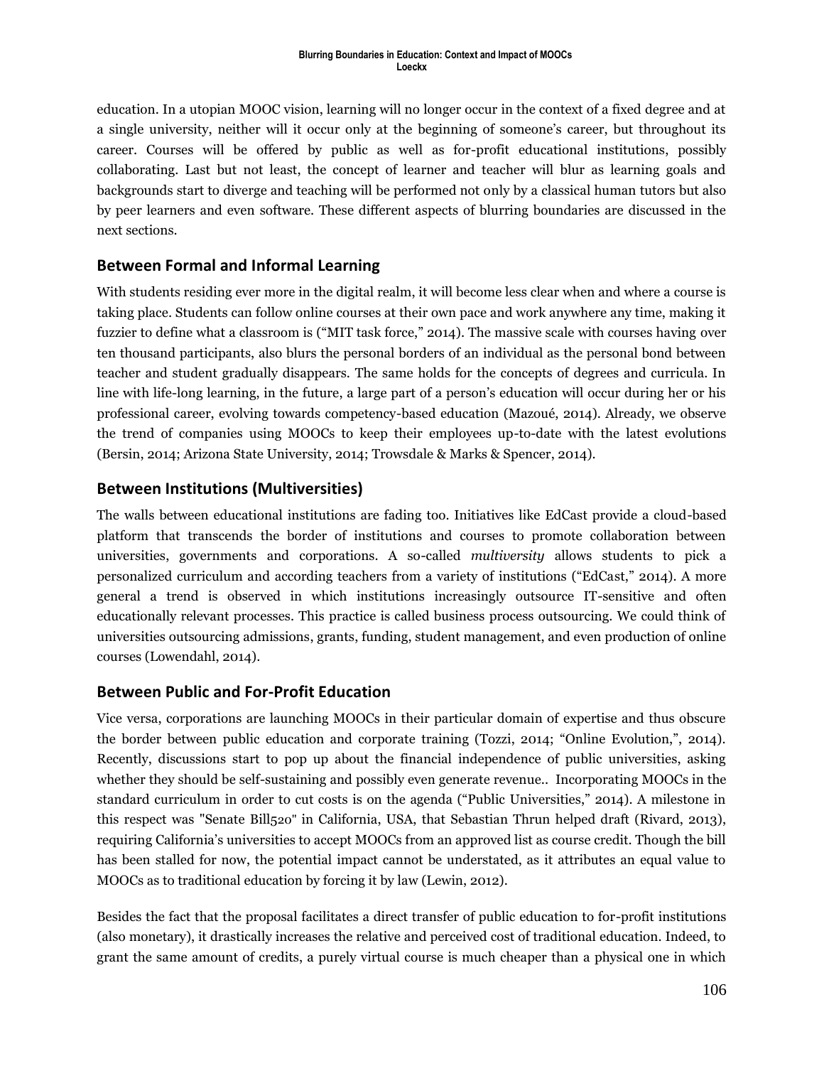education. In a utopian MOOC vision, learning will no longer occur in the context of a fixed degree and at a single university, neither will it occur only at the beginning of someone's career, but throughout its career. Courses will be offered by public as well as for-profit educational institutions, possibly collaborating. Last but not least, the concept of learner and teacher will blur as learning goals and backgrounds start to diverge and teaching will be performed not only by a classical human tutors but also by peer learners and even software. These different aspects of blurring boundaries are discussed in the next sections.

## Between Formal and Informal Learning

With students residing ever more in the digital realm, it will become less clear when and where a course is taking place. Students can follow online courses at their own pace and work anywhere any time, making it fuzzier to define what a classroom is ("MIT task force," 2014). The massive scale with courses having over ten thousand participants, also blurs the personal borders of an individual as the personal bond between teacher and student gradually disappears. The same holds for the concepts of degrees and curricula. In line with life-long learning, in the future, a large part of a person's education will occur during her or his professional career, evolving towards competency-based education (Mazoué, 2014). Already, we observe the trend of companies using MOOCs to keep their employees up-to-date with the latest evolutions (Bersin, 2014; Arizona State University, 2014; Trowsdale & Marks & Spencer, 2014).

## Between Institutions (Multiversities)

The walls between educational institutions are fading too. Initiatives like EdCast provide a cloud-based platform that transcends the border of institutions and courses to promote collaboration between universities, governments and corporations. A so-called *multiversity* allows students to pick a personalized curriculum and according teachers from a variety of institutions ("EdCast," 2014). A more general a trend is observed in which institutions increasingly outsource IT-sensitive and often educationally relevant processes. This practice is called business process outsourcing. We could think of universities outsourcing admissions, grants, funding, student management, and even production of online courses (Lowendahl, 2014).

## Between Public and For-Profit Education

Vice versa, corporations are launching MOOCs in their particular domain of expertise and thus obscure the border between public education and corporate training (Tozzi, 2014; "Online Evolution,", 2014). Recently, discussions start to pop up about the financial independence of public universities, asking whether they should be self-sustaining and possibly even generate revenue.. Incorporating MOOCs in the standard curriculum in order to cut costs is on the agenda ("Public Universities," 2014). A milestone in this respect was "Senate Bill520" in California, USA, that Sebastian Thrun helped draft (Rivard, 2013), requiring California's universities to accept MOOCs from an approved list as course credit. Though the bill has been stalled for now, the potential impact cannot be understated, as it attributes an equal value to MOOCs as to traditional education by forcing it by law (Lewin, 2012).

Besides the fact that the proposal facilitates a direct transfer of public education to for-profit institutions (also monetary), it drastically increases the relative and perceived cost of traditional education. Indeed, to grant the same amount of credits, a purely virtual course is much cheaper than a physical one in which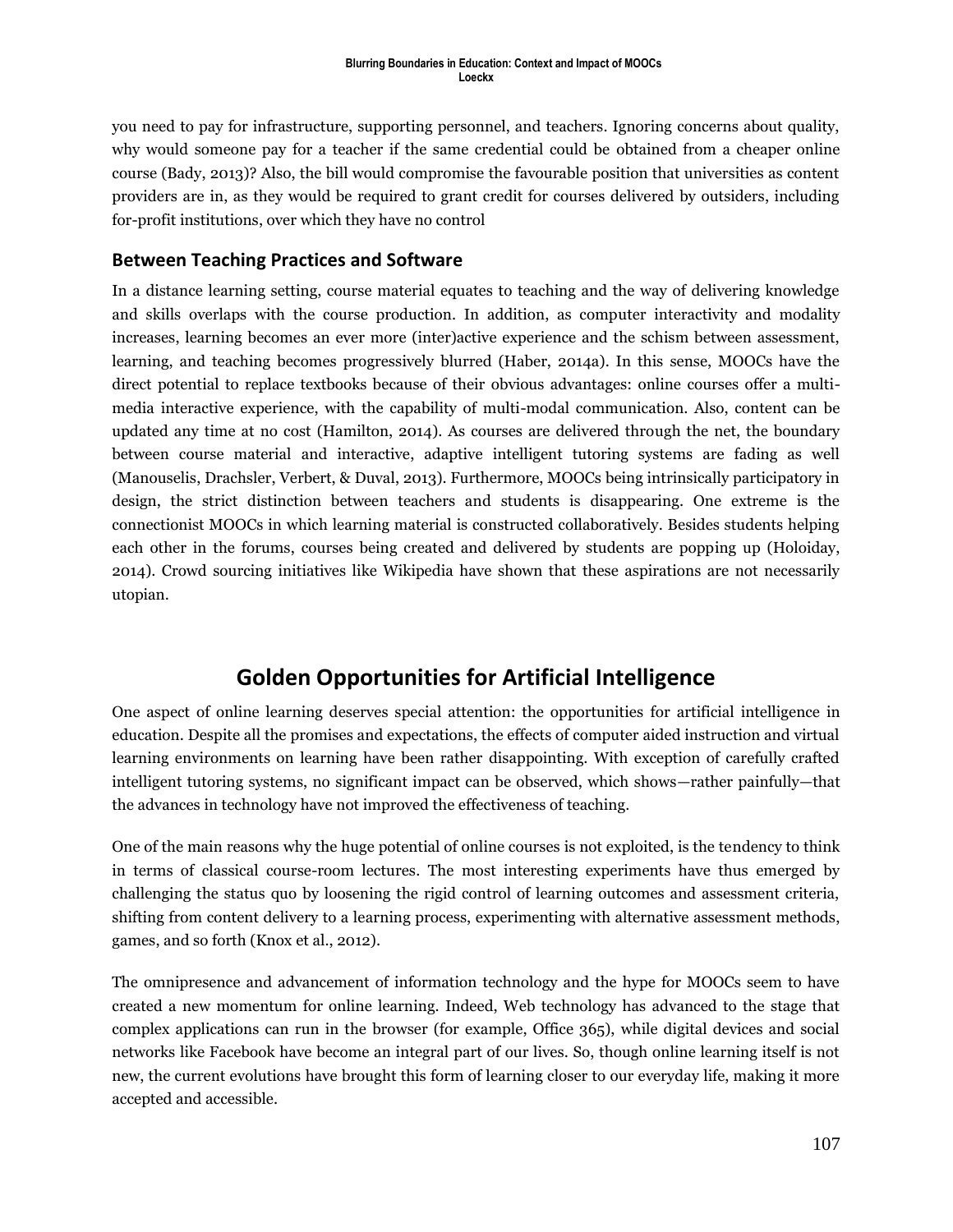you need to pay for infrastructure, supporting personnel, and teachers. Ignoring concerns about quality, why would someone pay for a teacher if the same credential could be obtained from a cheaper online course (Bady, 2013)? Also, the bill would compromise the favourable position that universities as content providers are in, as they would be required to grant credit for courses delivered by outsiders, including for-profit institutions, over which they have no control

### Between Teaching Practices and Software

In a distance learning setting, course material equates to teaching and the way of delivering knowledge and skills overlaps with the course production. In addition, as computer interactivity and modality increases, learning becomes an ever more (inter)active experience and the schism between assessment, learning, and teaching becomes progressively blurred (Haber, 2014a). In this sense, MOOCs have the direct potential to replace textbooks because of their obvious advantages: online courses offer a multi-media interactive experience, with the capability of multi-modal communication. Also, content can be updated any time at no cost (Hamilton, 2014). As courses are delivered through the net, the boundary between course material and interactive, adaptive intelligent tutoring systems are fading as well (Manouselis, Drachsler, Verbert, & Duval, 2013). Furthermore, MOOCs being intrinsically participatory in design, the strict distinction between teachers and students is disappearing. One extreme is the connectionist MOOCs in which learning material is constructed collaboratively. Besides students helping each other in the forums, courses being created and delivered by students are popping up (Holoiday, 2014). Crowd sourcing initiatives like Wikipedia have shown that these aspirations are not necessarily utopian.

## Golden Opportunities for Artificial Intelligence

One aspect of online learning deserves special attention: the opportunities for artificial intelligence in education. Despite all the promises and expectations, the effects of computer aided instruction and virtual learning environments on learning have been rather disappointing. With exception of carefully crafted intelligent tutoring systems, no significant impact can be observed, which shows—rather painfully—that the advances in technology have not improved the effectiveness of teaching.

One of the main reasons why the huge potential of online courses is not exploited, is the tendency to think in terms of classical course-room lectures. The most interesting experiments have thus emerged by challenging the status quo by loosening the rigid control of learning outcomes and assessment criteria, shifting from content delivery to a learning process, experimenting with alternative assessment methods, games, and so forth (Knox et al., 2012).

The omnipresence and advancement of information technology and the hype for MOOCs seem to have created a new momentum for online learning. Indeed, Web technology has advanced to the stage that complex applications can run in the browser (for example, Office 365), while digital devices and social networks like Facebook have become an integral part of our lives. So, though online learning itself is not new, the current evolutions have brought this form of learning closer to our everyday life, making it more accepted and accessible.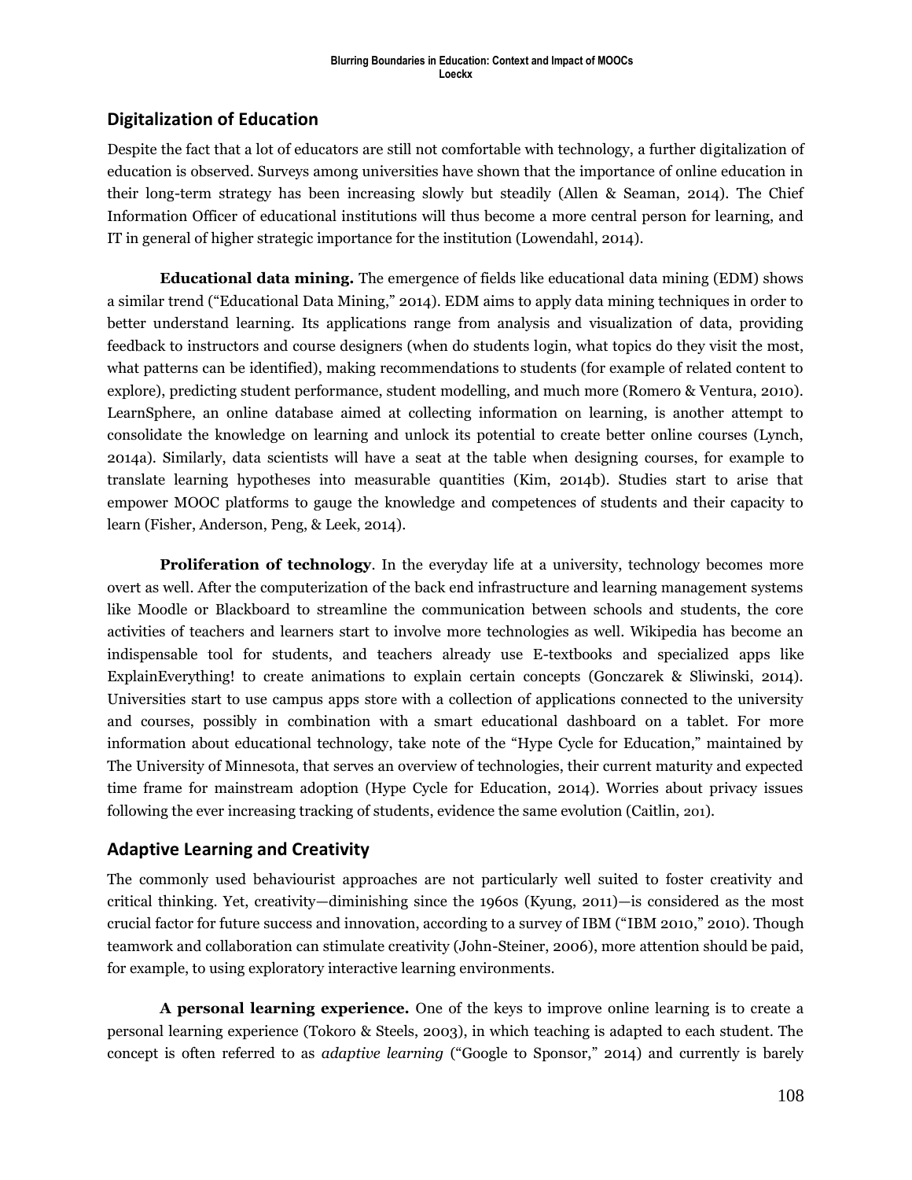## Digitalization of Education

Despite the fact that a lot of educators are still not comfortable with technology, a further digitalization of education is observed. Surveys among universities have shown that the importance of online education in their long-term strategy has been increasing slowly but steadily (Allen & Seaman, 2014). The Chief Information Officer of educational institutions will thus become a more central person for learning, and IT in general of higher strategic importance for the institution (Lowendahl, 2014).

**Educational data mining.** The emergence of fields like educational data mining (EDM) shows a similar trend ("Educational Data Mining," 2014). EDM aims to apply data mining techniques in order to better understand learning. Its applications range from analysis and visualization of data, providing feedback to instructors and course designers (when do students login, what topics do they visit the most, what patterns can be identified), making recommendations to students (for example of related content to explore), predicting student performance, student modelling, and much more (Romero & Ventura, 2010). LearnSphere, an online database aimed at collecting information on learning, is another attempt to consolidate the knowledge on learning and unlock its potential to create better online courses (Lynch, 2014a). Similarly, data scientists will have a seat at the table when designing courses, for example to translate learning hypotheses into measurable quantities (Kim, 2014b). Studies start to arise that empower MOOC platforms to gauge the knowledge and competences of students and their capacity to learn (Fisher, Anderson, Peng, & Leek, 2014).

**Proliferation of technology**. In the everyday life at a university, technology becomes more overt as well. After the computerization of the back end infrastructure and learning management systems like Moodle or Blackboard to streamline the communication between schools and students, the core activities of teachers and learners start to involve more technologies as well. Wikipedia has become an indispensable tool for students, and teachers already use E-textbooks and specialized apps like ExplainEverything! to create animations to explain certain concepts (Gonczarek & Sliwinski, 2014). Universities start to use campus apps store with a collection of applications connected to the university and courses, possibly in combination with a smart educational dashboard on a tablet. For more information about educational technology, take note of the "Hype Cycle for Education," maintained by The University of Minnesota, that serves an overview of technologies, their current maturity and expected time frame for mainstream adoption (Hype Cycle for Education, 2014). Worries about privacy issues following the ever increasing tracking of students, evidence the same evolution (Caitlin, 201).

## Adaptive Learning and Creativity

The commonly used behaviourist approaches are not particularly well suited to foster creativity and critical thinking. Yet, creativity—diminishing since the 1960s (Kyung, 2011)—is considered as the most crucial factor for future success and innovation, according to a survey of IBM ("IBM 2010," 2010). Though teamwork and collaboration can stimulate creativity (John-Steiner, 2006), more attention should be paid, for example, to using exploratory interactive learning environments.

**A personal learning experience.** One of the keys to improve online learning is to create a personal learning experience (Tokoro & Steels, 2003), in which teaching is adapted to each student. The concept is often referred to as *adaptive learning* ("Google to Sponsor," 2014) and currently is barely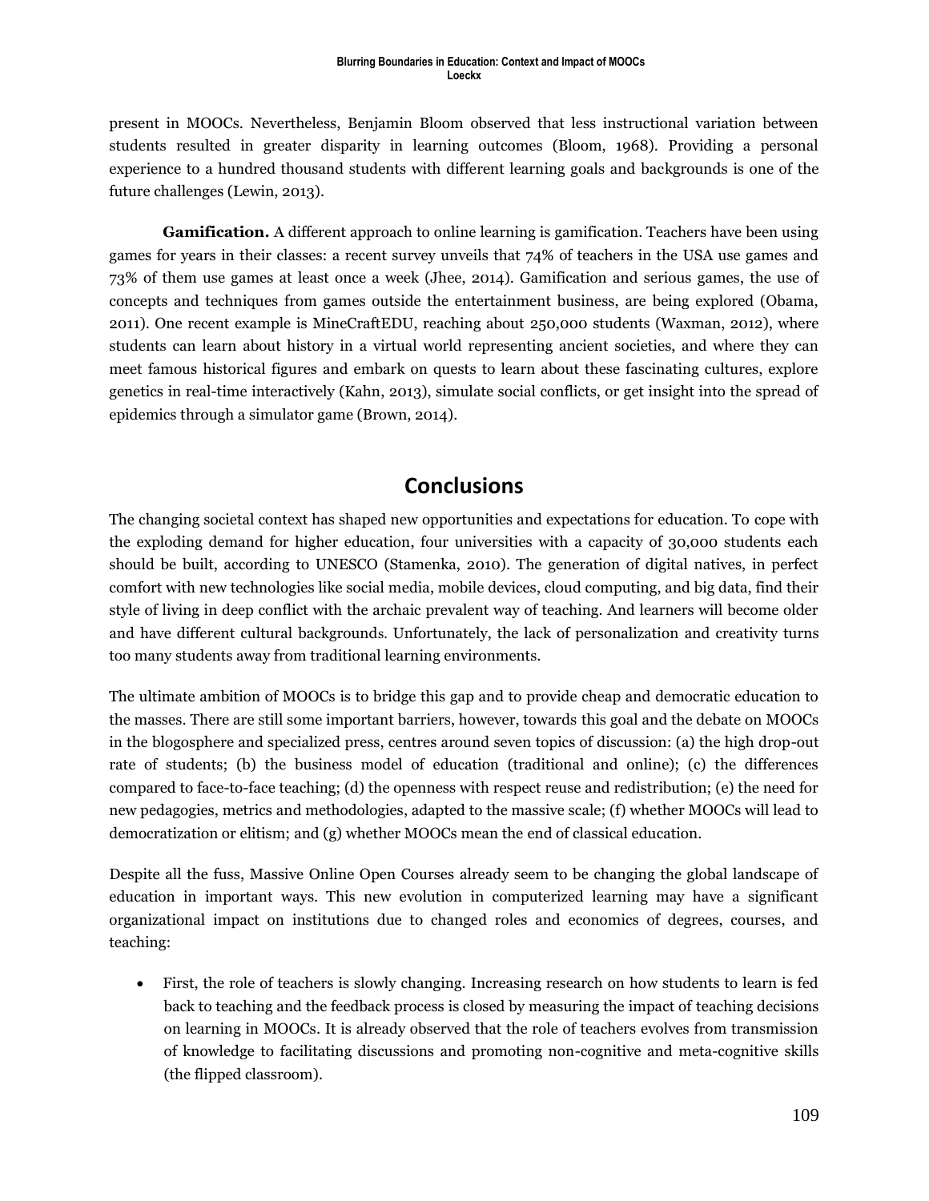present in MOOCs. Nevertheless, Benjamin Bloom observed that less instructional variation between students resulted in greater disparity in learning outcomes (Bloom, 1968). Providing a personal experience to a hundred thousand students with different learning goals and backgrounds is one of the future challenges (Lewin, 2013).

**Gamification.** A different approach to online learning is gamification. Teachers have been using games for years in their classes: a recent survey unveils that 74% of teachers in the USA use games and 73% of them use games at least once a week (Jhee, 2014). Gamification and serious games, the use of concepts and techniques from games outside the entertainment business, are being explored (Obama, 2011). One recent example is MineCraftEDU, reaching about 250,000 students (Waxman, 2012), where students can learn about history in a virtual world representing ancient societies, and where they can meet famous historical figures and embark on quests to learn about these fascinating cultures, explore genetics in real-time interactively (Kahn, 2013), simulate social conflicts, or get insight into the spread of epidemics through a simulator game (Brown, 2014).

## Conclusions

The changing societal context has shaped new opportunities and expectations for education. To cope with the exploding demand for higher education, four universities with a capacity of 30,000 students each should be built, according to UNESCO (Stamenka, 2010). The generation of digital natives, in perfect comfort with new technologies like social media, mobile devices, cloud computing, and big data, find their style of living in deep conflict with the archaic prevalent way of teaching. And learners will become older and have different cultural backgrounds. Unfortunately, the lack of personalization and creativity turns too many students away from traditional learning environments.

The ultimate ambition of MOOCs is to bridge this gap and to provide cheap and democratic education to the masses. There are still some important barriers, however, towards this goal and the debate on MOOCs in the blogosphere and specialized press, centres around seven topics of discussion: (a) the high drop-out rate of students; (b) the business model of education (traditional and online); (c) the differences compared to face-to-face teaching; (d) the openness with respect reuse and redistribution; (e) the need for new pedagogies, metrics and methodologies, adapted to the massive scale; (f) whether MOOCs will lead to democratization or elitism; and (g) whether MOOCs mean the end of classical education.

Despite all the fuss, Massive Online Open Courses already seem to be changing the global landscape of education in important ways. This new evolution in computerized learning may have a significant organizational impact on institutions due to changed roles and economics of degrees, courses, and teaching:

- First, the role of teachers is slowly changing. Increasing research on how students to learn is fed back to teaching and the feedback process is closed by measuring the impact of teaching decisions on learning in MOOCs. It is already observed that the role of teachers evolves from transmission of knowledge to facilitating discussions and promoting non-cognitive and meta-cognitive skills (the flipped classroom).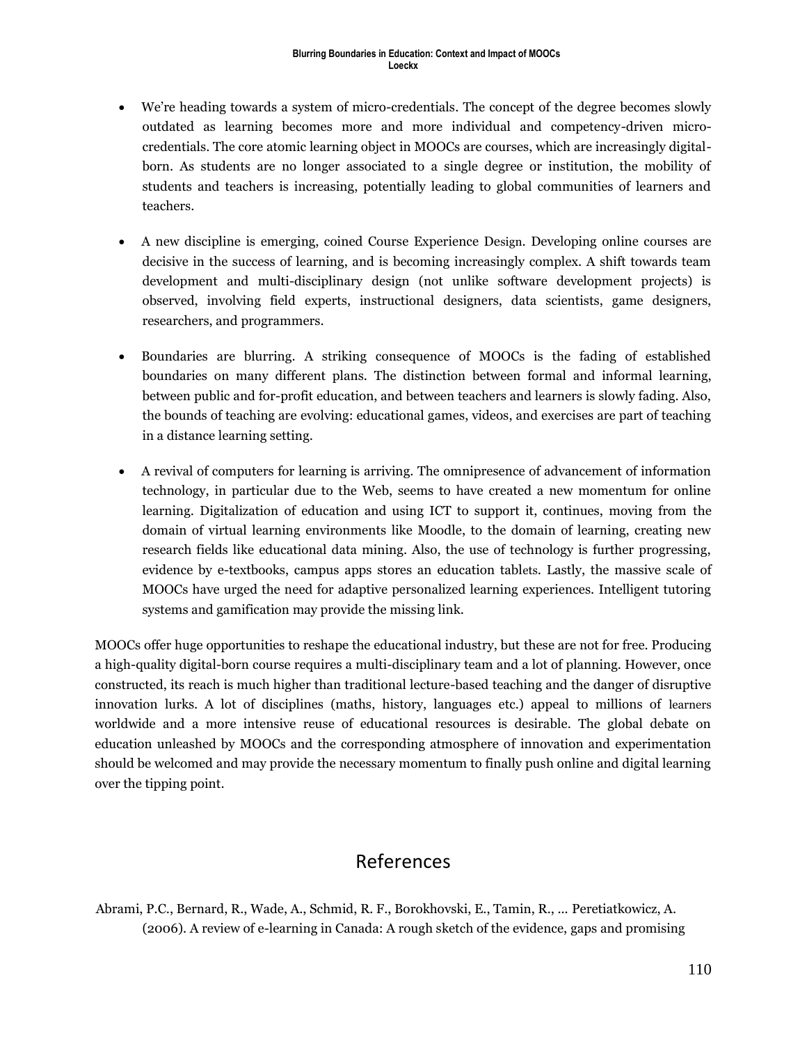- We're heading towards a system of micro-credentials. The concept of the degree becomes slowly outdated as learning becomes more and more individual and competency-driven micro-credentials. The core atomic learning object in MOOCs are courses, which are increasingly digital-born. As students are no longer associated to a single degree or institution, the mobility of students and teachers is increasing, potentially leading to global communities of learners and teachers.

- A new discipline is emerging, coined Course Experience Design. Developing online courses are decisive in the success of learning, and is becoming increasingly complex. A shift towards team development and multi-disciplinary design (not unlike software development projects) is observed, involving field experts, instructional designers, data scientists, game designers, researchers, and programmers.

- Boundaries are blurring. A striking consequence of MOOCs is the fading of established boundaries on many different plans. The distinction between formal and informal learning, between public and for-profit education, and between teachers and learners is slowly fading. Also, the bounds of teaching are evolving: educational games, videos, and exercises are part of teaching in a distance learning setting.

- A revival of computers for learning is arriving. The omnipresence of advancement of information technology, in particular due to the Web, seems to have created a new momentum for online learning. Digitalization of education and using ICT to support it, continues, moving from the domain of virtual learning environments like Moodle, to the domain of learning, creating new research fields like educational data mining. Also, the use of technology is further progressing, evidence by e-textbooks, campus apps stores an education tablets. Lastly, the massive scale of MOOCs have urged the need for adaptive personalized learning experiences. Intelligent tutoring systems and gamification may provide the missing link.

MOOCs offer huge opportunities to reshape the educational industry, but these are not for free. Producing a high-quality digital-born course requires a multi-disciplinary team and a lot of planning. However, once constructed, its reach is much higher than traditional lecture-based teaching and the danger of disruptive innovation lurks. A lot of disciplines (maths, history, languages etc.) appeal to millions of learners worldwide and a more intensive reuse of educational resources is desirable. The global debate on education unleashed by MOOCs and the corresponding atmosphere of innovation and experimentation should be welcomed and may provide the necessary momentum to finally push online and digital learning over the tipping point.

## References

Abrami, P.C., Bernard, R., Wade, A., Schmid, R. F., Borokhovski, E., Tamin, R., … Peretiatkowicz, A. (2006). A review of e-learning in Canada: A rough sketch of the evidence, gaps and promising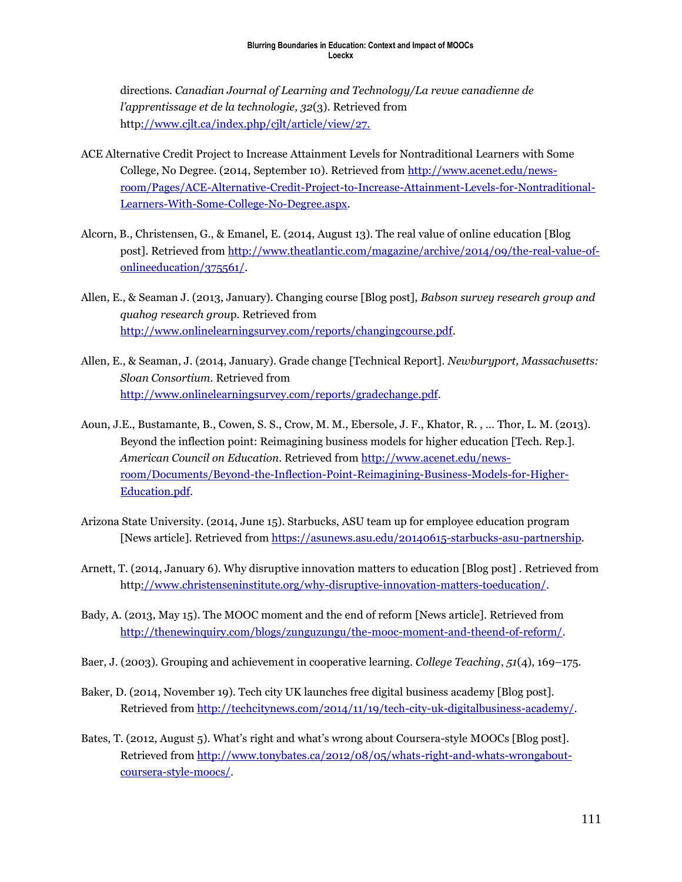directions. *Canadian Journal of Learning and Technology/La revue canadienne de l'apprentissage et de la technologie, 32*(3). Retrieved from http://www.cjlt.ca/index.php/cjlt/article/view/27.

ACE Alternative Credit Project to Increase Attainment Levels for Nontraditional Learners with Some College, No Degree. (2014, September 10). Retrieved from http://www.acenet.edu/news-room/Pages/ACE-Alternative-Credit-Project-to-Increase-Attainment-Levels-for-Nontraditional-Learners-With-Some-College-No-Degree.aspx.

Alcorn, B., Christensen, G., & Emanel, E. (2014, August 13). The real value of online education [Blog post]. Retrieved from http://www.theatlantic.com/magazine/archive/2014/09/the-real-value-of-onlineeducation/375561/.

Allen, E., & Seaman J. (2013, January). Changing course [Blog post], *Babson survey research group and quahog research group*. Retrieved from http://www.onlinelearningsurvey.com/reports/changingcourse.pdf.

Allen, E., & Seaman, J. (2014, January). Grade change [Technical Report]. *Newburyport, Massachusetts: Sloan Consortium*. Retrieved from http://www.onlinelearningsurvey.com/reports/gradechange.pdf.

Aoun, J.E., Bustamante, B., Cowen, S. S., Crow, M. M., Ebersole, J. F., Khator, R. , … Thor, L. M. (2013). Beyond the inflection point: Reimagining business models for higher education [Tech. Rep.]. *American Council on Education*. Retrieved from http://www.acenet.edu/news-room/Documents/Beyond-the-Inflection-Point-Reimagining-Business-Models-for-Higher-Education.pdf.

Arizona State University. (2014, June 15). Starbucks, ASU team up for employee education program [News article]. Retrieved from https://asunews.asu.edu/20140615-starbucks-asu-partnership.

Arnett, T. (2014, January 6). Why disruptive innovation matters to education [Blog post] . Retrieved from http://www.christenseninstitute.org/why-disruptive-innovation-matters-toeducation/.

Bady, A. (2013, May 15). The MOOC moment and the end of reform [News article]. Retrieved from http://thenewinquiry.com/blogs/zunguzungu/the-mooc-moment-and-theend-of-reform/.

Baer, J. (2003). Grouping and achievement in cooperative learning. *College Teaching*, *51*(4), 169–175.

Baker, D. (2014, November 19). Tech city UK launches free digital business academy [Blog post]. Retrieved from http://techcitynews.com/2014/11/19/tech-city-uk-digitalbusiness-academy/.

Bates, T. (2012, August 5). What's right and what's wrong about Coursera-style MOOCs [Blog post]. Retrieved from http://www.tonybates.ca/2012/08/05/whats-right-and-whats-wrongabout-coursera-style-moocs/.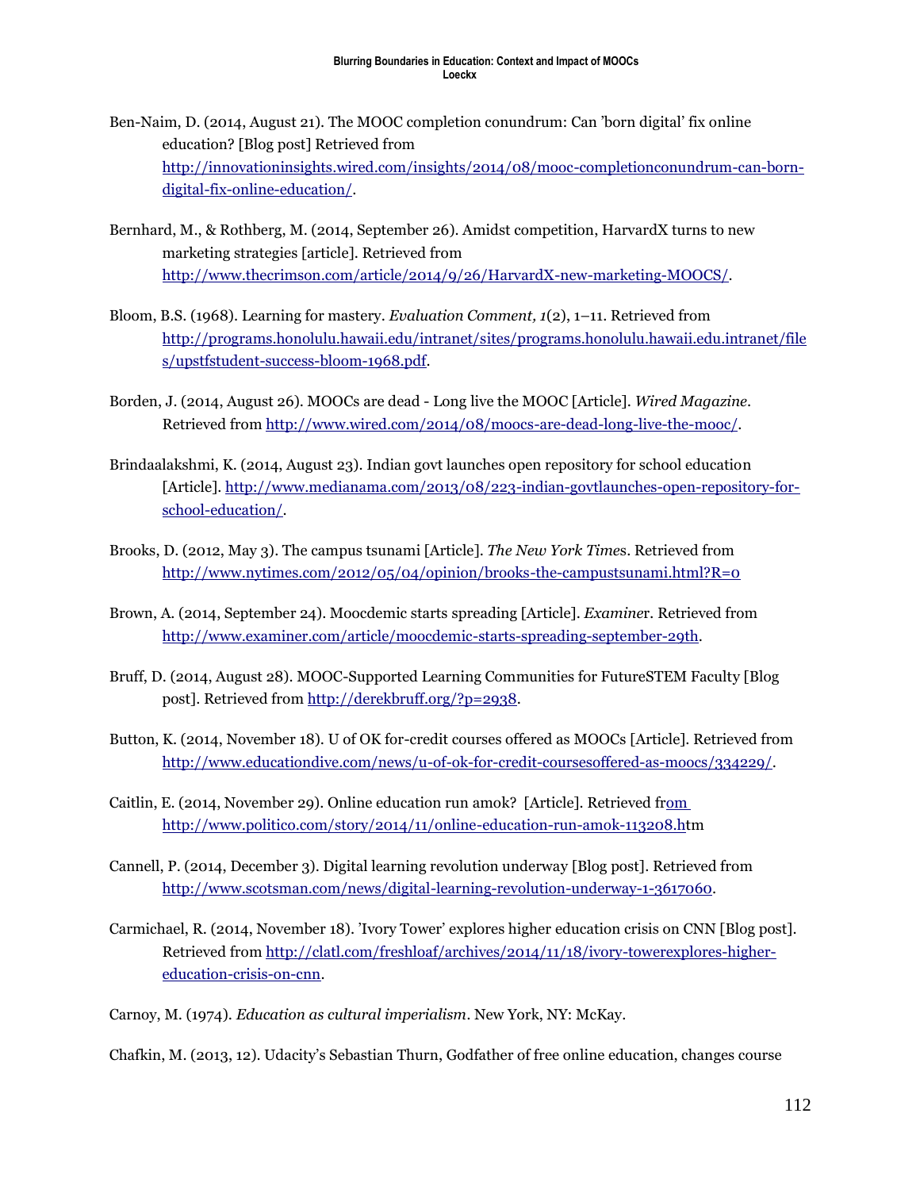Ben-Naim, D. (2014, August 21). The MOOC completion conundrum: Can 'born digital' fix online education? [Blog post] Retrieved from http://innovationinsights.wired.com/insights/2014/08/mooc-completionconundrum-can-born-digital-fix-online-education/.

Bernhard, M., & Rothberg, M. (2014, September 26). Amidst competition, HarvardX turns to new marketing strategies [article]. Retrieved from http://www.thecrimson.com/article/2014/9/26/HarvardX-new-marketing-MOOCS/.

Bloom, B.S. (1968). Learning for mastery. *Evaluation Comment, 1*(2), 1–11. Retrieved from http://programs.honolulu.hawaii.edu/intranet/sites/programs.honolulu.hawaii.edu.intranet/files/upstfstudent-success-bloom-1968.pdf.

Borden, J. (2014, August 26). MOOCs are dead - Long live the MOOC [Article]. *Wired Magazine*. Retrieved from http://www.wired.com/2014/08/moocs-are-dead-long-live-the-mooc/.

Brindaalakshmi, K. (2014, August 23). Indian govt launches open repository for school education [Article]. http://www.medianama.com/2013/08/223-indian-govtlaunches-open-repository-for-school-education/.

Brooks, D. (2012, May 3). The campus tsunami [Article]. *The New York Times*. Retrieved from http://www.nytimes.com/2012/05/04/opinion/brooks-the-campustsunami.html?R=0

Brown, A. (2014, September 24). Moocdemic starts spreading [Article]. *Examiner*. Retrieved from http://www.examiner.com/article/moocdemic-starts-spreading-september-29th.

Bruff, D. (2014, August 28). MOOC-Supported Learning Communities for FutureSTEM Faculty [Blog post]. Retrieved from http://derekbruff.org/?p=2938.

Button, K. (2014, November 18). U of OK for-credit courses offered as MOOCs [Article]. Retrieved from http://www.educationdive.com/news/u-of-ok-for-credit-coursesoffered-as-moocs/334229/.

Caitlin, E. (2014, November 29). Online education run amok? [Article]. Retrieved from http://www.politico.com/story/2014/11/online-education-run-amok-113208.htm

Cannell, P. (2014, December 3). Digital learning revolution underway [Blog post]. Retrieved from http://www.scotsman.com/news/digital-learning-revolution-underway-1-3617060.

Carmichael, R. (2014, November 18). 'Ivory Tower' explores higher education crisis on CNN [Blog post]. Retrieved from http://clatl.com/freshloaf/archives/2014/11/18/ivory-towerexplores-higher-education-crisis-on-cnn.

Carnoy, M. (1974). *Education as cultural imperialism*. New York, NY: McKay.

Chafkin, M. (2013, 12). Udacity's Sebastian Thurn, Godfather of free online education, changes course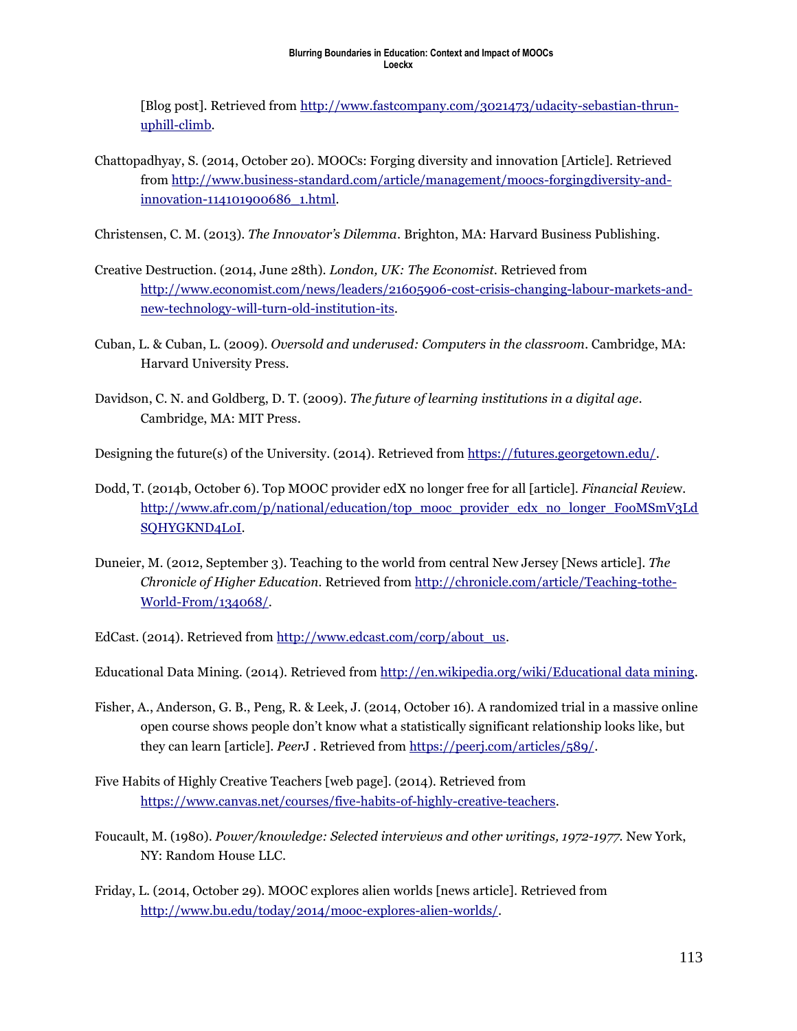[Blog post]. Retrieved from http://www.fastcompany.com/3021473/udacity-sebastian-thrun-uphill-climb.

Chattopadhyay, S. (2014, October 20). MOOCs: Forging diversity and innovation [Article]. Retrieved from http://www.business-standard.com/article/management/moocs-forgingdiversity-and-innovation-114101900686_1.html.

Christensen, C. M. (2013). *The Innovator's Dilemma*. Brighton, MA: Harvard Business Publishing.

Creative Destruction. (2014, June 28th). *London, UK: The Economist*. Retrieved from http://www.economist.com/news/leaders/21605906-cost-crisis-changing-labour-markets-and-new-technology-will-turn-old-institution-its.

Cuban, L. & Cuban, L. (2009). *Oversold and underused: Computers in the classroom*. Cambridge, MA: Harvard University Press.

Davidson, C. N. and Goldberg, D. T. (2009). *The future of learning institutions in a digital age*. Cambridge, MA: MIT Press.

Designing the future(s) of the University. (2014). Retrieved from https://futures.georgetown.edu/.

Dodd, T. (2014b, October 6). Top MOOC provider edX no longer free for all [article]. *Financial Review*. http://www.afr.com/p/national/education/top_mooc_provider_edx_no_longer_FooMSmV3LdSQHYGKND4LoI.

Duneier, M. (2012, September 3). Teaching to the world from central New Jersey [News article]. *The Chronicle of Higher Education*. Retrieved from http://chronicle.com/article/Teaching-tothe-World-From/134068/.

EdCast. (2014). Retrieved from http://www.edcast.com/corp/about_us.

Educational Data Mining. (2014). Retrieved from http://en.wikipedia.org/wiki/Educational data mining.

Fisher, A., Anderson, G. B., Peng, R. & Leek, J. (2014, October 16). A randomized trial in a massive online open course shows people don't know what a statistically significant relationship looks like, but they can learn [article]. *PeerJ* . Retrieved from https://peerj.com/articles/589/.

Five Habits of Highly Creative Teachers [web page]. (2014). Retrieved from https://www.canvas.net/courses/five-habits-of-highly-creative-teachers.

Foucault, M. (1980). *Power/knowledge: Selected interviews and other writings, 1972-1977*. New York, NY: Random House LLC.

Friday, L. (2014, October 29). MOOC explores alien worlds [news article]. Retrieved from http://www.bu.edu/today/2014/mooc-explores-alien-worlds/.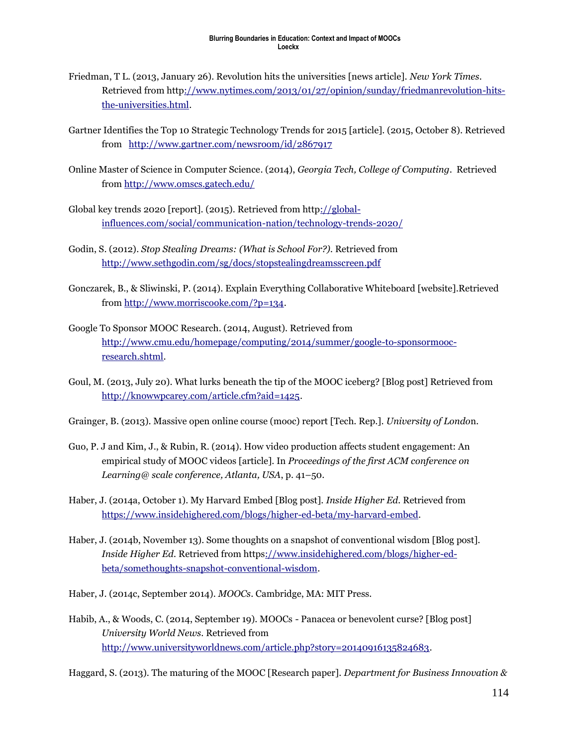Friedman, T L. (2013, January 26). Revolution hits the universities [news article]. *New York Times*. Retrieved from http://www.nytimes.com/2013/01/27/opinion/sunday/friedmanrevolution-hits-the-universities.html.

Gartner Identifies the Top 10 Strategic Technology Trends for 2015 [article]. (2015, October 8). Retrieved from http://www.gartner.com/newsroom/id/2867917

Online Master of Science in Computer Science. (2014), *Georgia Tech, College of Computing*. Retrieved from http://www.omscs.gatech.edu/

Global key trends 2020 [report]. (2015). Retrieved from http://global-influences.com/social/communication-nation/technology-trends-2020/

Godin, S. (2012). *Stop Stealing Dreams: (What is School For?)*. Retrieved from http://www.sethgodin.com/sg/docs/stopstealingdreamsscreen.pdf

Gonczarek, B., & Sliwinski, P. (2014). Explain Everything Collaborative Whiteboard [website].Retrieved from http://www.morriscooke.com/?p=134.

Google To Sponsor MOOC Research. (2014, August). Retrieved from http://www.cmu.edu/homepage/computing/2014/summer/google-to-sponsormooc-research.shtml.

Goul, M. (2013, July 20). What lurks beneath the tip of the MOOC iceberg? [Blog post] Retrieved from http://knowwpcarey.com/article.cfm?aid=1425.

Grainger, B. (2013). Massive open online course (mooc) report [Tech. Rep.]. *University of London*.

Guo, P. J and Kim, J., & Rubin, R. (2014). How video production affects student engagement: An empirical study of MOOC videos [article]. In *Proceedings of the first ACM conference on Learning@ scale conference, Atlanta, USA*, p. 41–50.

Haber, J. (2014a, October 1). My Harvard Embed [Blog post]. *Inside Higher Ed*. Retrieved from https://www.insidehighered.com/blogs/higher-ed-beta/my-harvard-embed.

Haber, J. (2014b, November 13). Some thoughts on a snapshot of conventional wisdom [Blog post]. *Inside Higher Ed*. Retrieved from https://www.insidehighered.com/blogs/higher-ed-beta/somethoughts-snapshot-conventional-wisdom.

Haber, J. (2014c, September 2014). *MOOCs*. Cambridge, MA: MIT Press.

Habib, A., & Woods, C. (2014, September 19). MOOCs - Panacea or benevolent curse? [Blog post] *University World News*. Retrieved from http://www.universityworldnews.com/article.php?story=20140916135824683.

Haggard, S. (2013). The maturing of the MOOC [Research paper]. *Department for Business Innovation &*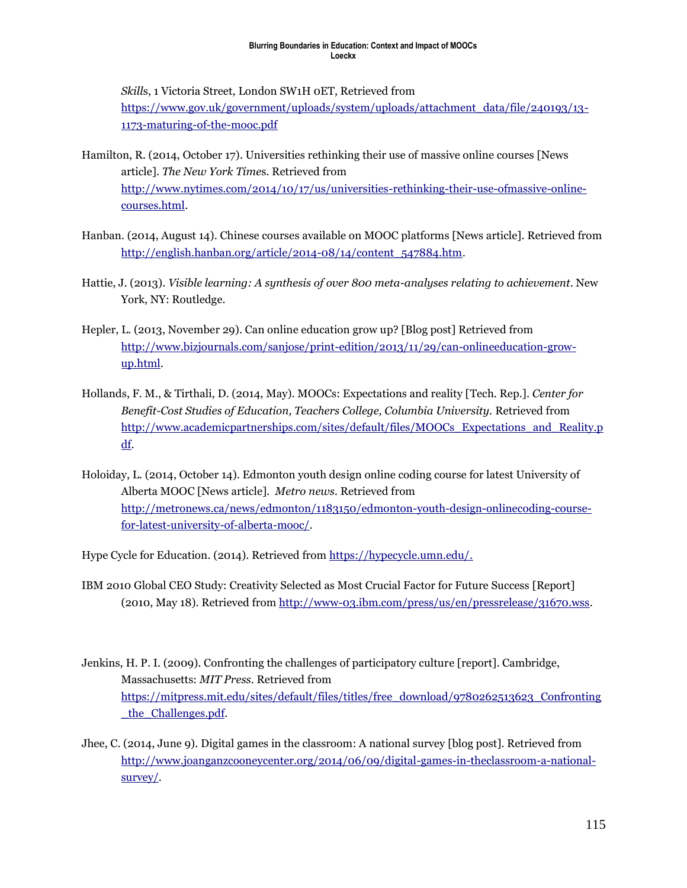*Skills*, 1 Victoria Street, London SW1H 0ET, Retrieved from https://www.gov.uk/government/uploads/system/uploads/attachment_data/file/240193/13-1173-maturing-of-the-mooc.pdf

Hamilton, R. (2014, October 17). Universities rethinking their use of massive online courses [News article]. *The New York Time*s. Retrieved from http://www.nytimes.com/2014/10/17/us/universities-rethinking-their-use-ofmassive-online-courses.html.

Hanban. (2014, August 14). Chinese courses available on MOOC platforms [News article]. Retrieved from http://english.hanban.org/article/2014-08/14/content_547884.htm.

Hattie, J. (2013). *Visible learning: A synthesis of over 800 meta-analyses relating to achievement*. New York, NY: Routledge.

Hepler, L. (2013, November 29). Can online education grow up? [Blog post] Retrieved from http://www.bizjournals.com/sanjose/print-edition/2013/11/29/can-onlineeducation-grow-up.html.

Hollands, F. M., & Tirthali, D. (2014, May). MOOCs: Expectations and reality [Tech. Rep.]. *Center for Benefit-Cost Studies of Education, Teachers College, Columbia University.* Retrieved from http://www.academicpartnerships.com/sites/default/files/MOOCs_Expectations_and_Reality.pdf.

Holoiday, L. (2014, October 14). Edmonton youth design online coding course for latest University of Alberta MOOC [News article]. *Metro news*. Retrieved from http://metronews.ca/news/edmonton/1183150/edmonton-youth-design-onlinecoding-course-for-latest-university-of-alberta-mooc/.

Hype Cycle for Education. (2014). Retrieved from https://hypecycle.umn.edu/.

IBM 2010 Global CEO Study: Creativity Selected as Most Crucial Factor for Future Success [Report] (2010, May 18). Retrieved from http://www-03.ibm.com/press/us/en/pressrelease/31670.wss.

Jenkins, H. P. I. (2009). Confronting the challenges of participatory culture [report]. Cambridge, Massachusetts: *MIT Press*. Retrieved from https://mitpress.mit.edu/sites/default/files/titles/free_download/9780262513623_Confronting_the_Challenges.pdf.

Jhee, C. (2014, June 9). Digital games in the classroom: A national survey [blog post]. Retrieved from http://www.joanganzcooneycenter.org/2014/06/09/digital-games-in-theclassroom-a-national-survey/.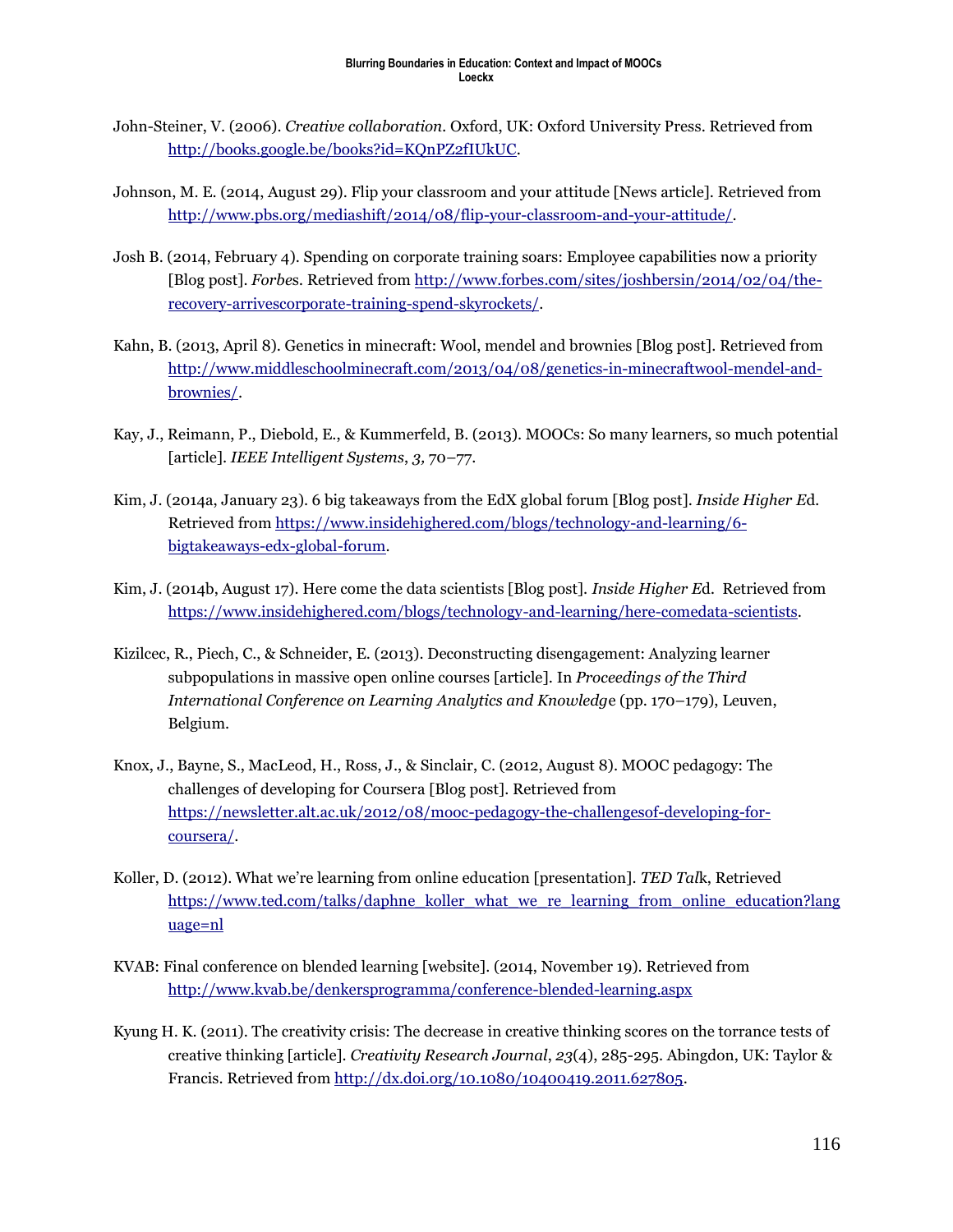John-Steiner, V. (2006). *Creative collaboration*. Oxford, UK: Oxford University Press. Retrieved from http://books.google.be/books?id=KQnPZ2fIUkUC.

Johnson, M. E. (2014, August 29). Flip your classroom and your attitude [News article]. Retrieved from http://www.pbs.org/mediashift/2014/08/flip-your-classroom-and-your-attitude/.

Josh B. (2014, February 4). Spending on corporate training soars: Employee capabilities now a priority [Blog post]. *Forbes*. Retrieved from http://www.forbes.com/sites/joshbersin/2014/02/04/the-recovery-arrivescorporate-training-spend-skyrockets/.

Kahn, B. (2013, April 8). Genetics in minecraft: Wool, mendel and brownies [Blog post]. Retrieved from http://www.middleschoolminecraft.com/2013/04/08/genetics-in-minecraftwool-mendel-and-brownies/.

Kay, J., Reimann, P., Diebold, E., & Kummerfeld, B. (2013). MOOCs: So many learners, so much potential [article]. *IEEE Intelligent Systems*, *3,* 70–77.

Kim, J. (2014a, January 23). 6 big takeaways from the EdX global forum [Blog post]. *Inside Higher Ed*. Retrieved from https://www.insidehighered.com/blogs/technology-and-learning/6-bigtakeaways-edx-global-forum.

Kim, J. (2014b, August 17). Here come the data scientists [Blog post]. *Inside Higher Ed*. Retrieved from https://www.insidehighered.com/blogs/technology-and-learning/here-comedata-scientists.

Kizilcec, R., Piech, C., & Schneider, E. (2013). Deconstructing disengagement: Analyzing learner subpopulations in massive open online courses [article]. In *Proceedings of the Third International Conference on Learning Analytics and Knowledge* (pp. 170–179), Leuven, Belgium.

Knox, J., Bayne, S., MacLeod, H., Ross, J., & Sinclair, C. (2012, August 8). MOOC pedagogy: The challenges of developing for Coursera [Blog post]. Retrieved from https://newsletter.alt.ac.uk/2012/08/mooc-pedagogy-the-challengesof-developing-for-coursera/.

Koller, D. (2012). What we're learning from online education [presentation]. *TED Talk*, Retrieved https://www.ted.com/talks/daphne_koller_what_we_re_learning_from_online_education?language=nl

KVAB: Final conference on blended learning [website]. (2014, November 19). Retrieved from http://www.kvab.be/denkersprogramma/conference-blended-learning.aspx

Kyung H. K. (2011). The creativity crisis: The decrease in creative thinking scores on the torrance tests of creative thinking [article]. *Creativity Research Journal*, *23*(4), 285-295. Abingdon, UK: Taylor & Francis. Retrieved from http://dx.doi.org/10.1080/10400419.2011.627805.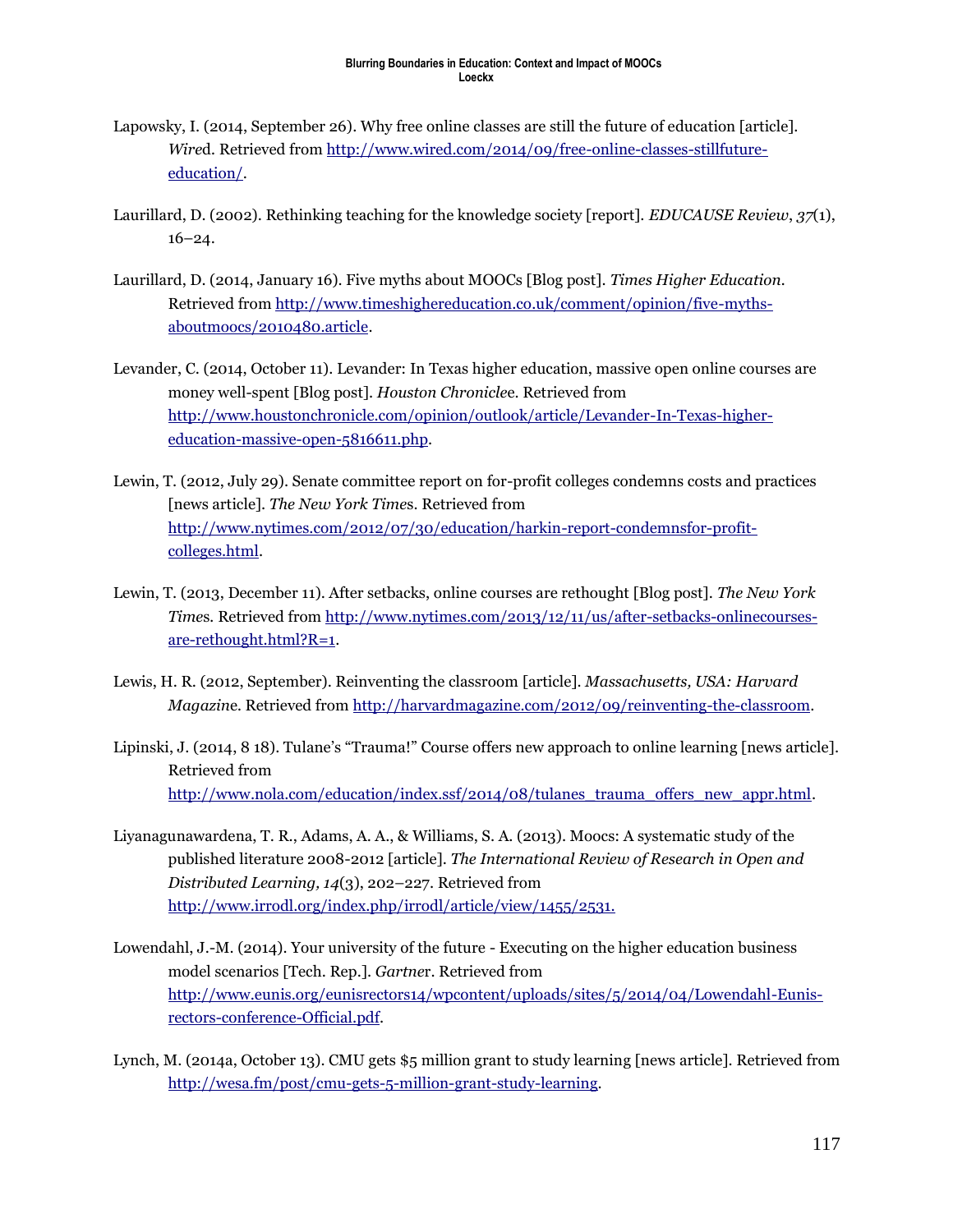Lapowsky, I. (2014, September 26). Why free online classes are still the future of education [article]. *Wired*. Retrieved from http://www.wired.com/2014/09/free-online-classes-stillfuture-education/.

Laurillard, D. (2002). Rethinking teaching for the knowledge society [report]. *EDUCAUSE Review*, *37*(1), 16–24.

Laurillard, D. (2014, January 16). Five myths about MOOCs [Blog post]. *Times Higher Education*. Retrieved from http://www.timeshighereducation.co.uk/comment/opinion/five-myths-aboutmoocs/2010480.article.

Levander, C. (2014, October 11). Levander: In Texas higher education, massive open online courses are money well-spent [Blog post]. *Houston Chronicle*. Retrieved from http://www.houstonchronicle.com/opinion/outlook/article/Levander-In-Texas-higher-education-massive-open-5816611.php.

Lewin, T. (2012, July 29). Senate committee report on for-profit colleges condemns costs and practices [news article]. *The New York Times*. Retrieved from http://www.nytimes.com/2012/07/30/education/harkin-report-condemnsfor-profit-colleges.html.

Lewin, T. (2013, December 11). After setbacks, online courses are rethought [Blog post]. *The New York Times*. Retrieved from http://www.nytimes.com/2013/12/11/us/after-setbacks-onlinecourses-are-rethought.html?R=1.

Lewis, H. R. (2012, September). Reinventing the classroom [article]. *Massachusetts, USA: Harvard Magazine*. Retrieved from http://harvardmagazine.com/2012/09/reinventing-the-classroom.

Lipinski, J. (2014, 8 18). Tulane's "Trauma!" Course offers new approach to online learning [news article]. Retrieved from http://www.nola.com/education/index.ssf/2014/08/tulanes_trauma_offers_new_appr.html.

Liyanagunawardena, T. R., Adams, A. A., & Williams, S. A. (2013). Moocs: A systematic study of the published literature 2008-2012 [article]. *The International Review of Research in Open and Distributed Learning, 14*(3), 202–227. Retrieved from http://www.irrodl.org/index.php/irrodl/article/view/1455/2531.

Lowendahl, J.-M. (2014). Your university of the future - Executing on the higher education business model scenarios [Tech. Rep.]. *Gartner*. Retrieved from http://www.eunis.org/eunisrectors14/wpcontent/uploads/sites/5/2014/04/Lowendahl-Eunis-rectors-conference-Official.pdf.

Lynch, M. (2014a, October 13). CMU gets $5 million grant to study learning [news article]. Retrieved from http://wesa.fm/post/cmu-gets-5-million-grant-study-learning.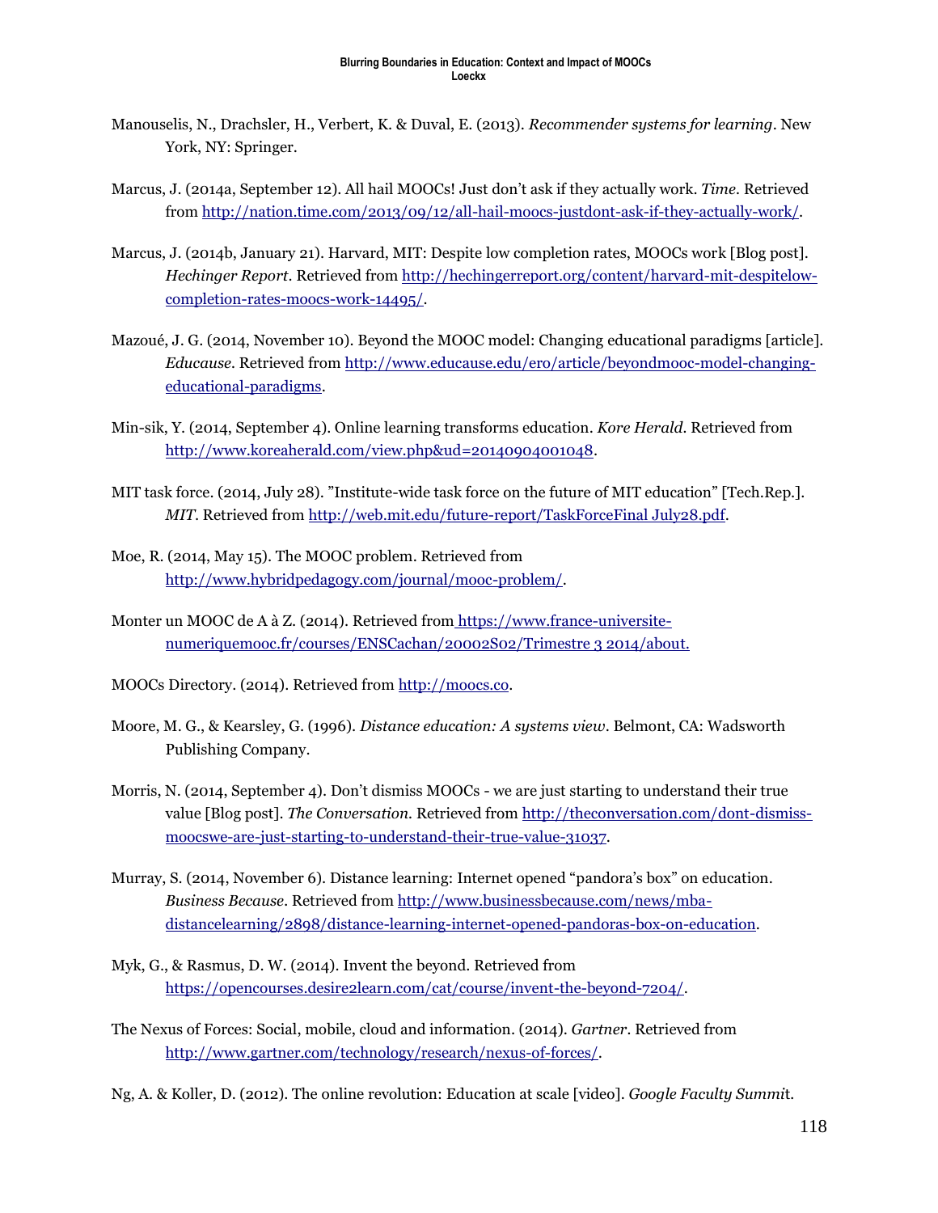Manouselis, N., Drachsler, H., Verbert, K. & Duval, E. (2013). *Recommender systems for learning*. New York, NY: Springer.

Marcus, J. (2014a, September 12). All hail MOOCs! Just don't ask if they actually work. *Time*. Retrieved from http://nation.time.com/2013/09/12/all-hail-moocs-justdont-ask-if-they-actually-work/.

Marcus, J. (2014b, January 21). Harvard, MIT: Despite low completion rates, MOOCs work [Blog post]. *Hechinger Report*. Retrieved from http://hechingerreport.org/content/harvard-mit-despitelow-completion-rates-moocs-work-14495/.

Mazoué, J. G. (2014, November 10). Beyond the MOOC model: Changing educational paradigms [article]. *Educause*. Retrieved from http://www.educause.edu/ero/article/beyondmooc-model-changing-educational-paradigms.

Min-sik, Y. (2014, September 4). Online learning transforms education. *Kore Herald*. Retrieved from http://www.koreaherald.com/view.php&ud=20140904001048.

MIT task force. (2014, July 28). "Institute-wide task force on the future of MIT education" [Tech.Rep.]. *MIT*. Retrieved from http://web.mit.edu/future-report/TaskForceFinal July28.pdf.

Moe, R. (2014, May 15). The MOOC problem. Retrieved from http://www.hybridpedagogy.com/journal/mooc-problem/.

Monter un MOOC de A à Z. (2014). Retrieved from https://www.france-universite-numeriquemooc.fr/courses/ENSCachan/20002S02/Trimestre 3 2014/about.

MOOCs Directory. (2014). Retrieved from http://moocs.co.

Moore, M. G., & Kearsley, G. (1996). *Distance education: A systems view*. Belmont, CA: Wadsworth Publishing Company.

Morris, N. (2014, September 4). Don't dismiss MOOCs - we are just starting to understand their true value [Blog post]. *The Conversation.* Retrieved from http://theconversation.com/dont-dismiss-moocswe-are-just-starting-to-understand-their-true-value-31037.

Murray, S. (2014, November 6). Distance learning: Internet opened "pandora's box" on education. *Business Because*. Retrieved from http://www.businessbecause.com/news/mba-distancelearning/2898/distance-learning-internet-opened-pandoras-box-on-education.

Myk, G., & Rasmus, D. W. (2014). Invent the beyond. Retrieved from https://opencourses.desire2learn.com/cat/course/invent-the-beyond-7204/.

The Nexus of Forces: Social, mobile, cloud and information. (2014). *Gartner*. Retrieved from http://www.gartner.com/technology/research/nexus-of-forces/.

Ng, A. & Koller, D. (2012). The online revolution: Education at scale [video]. *Google Faculty Summit*.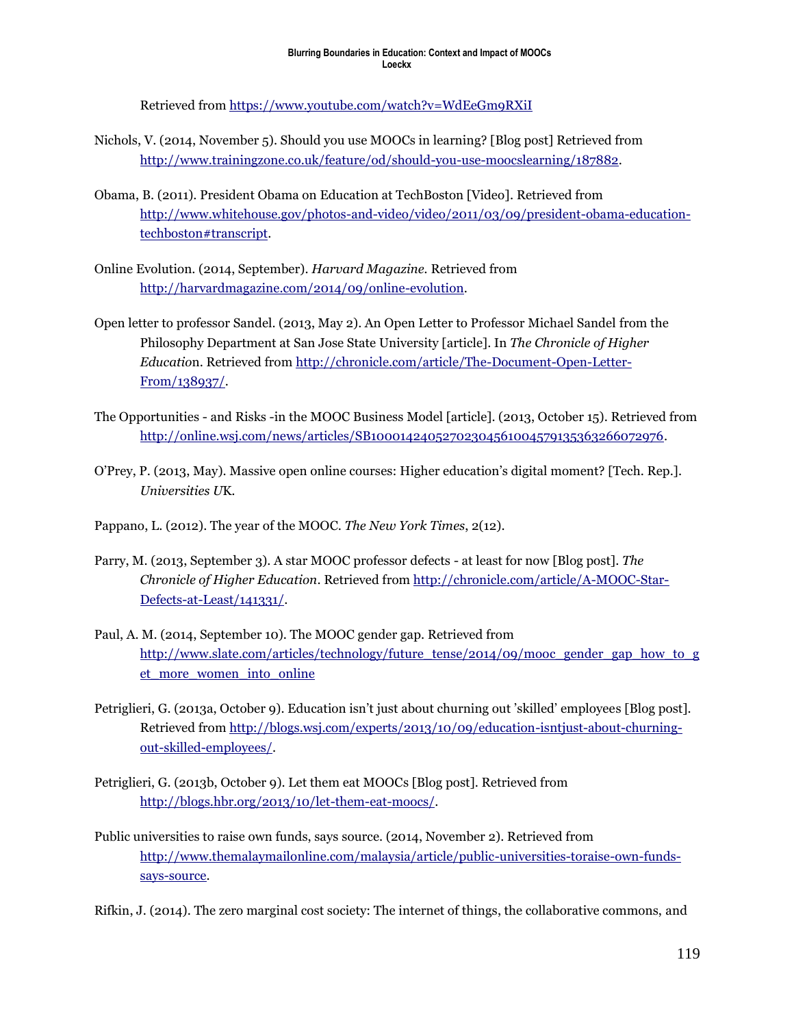Retrieved from https://www.youtube.com/watch?v=WdEeGm9RXiI

Nichols, V. (2014, November 5). Should you use MOOCs in learning? [Blog post] Retrieved from http://www.trainingzone.co.uk/feature/od/should-you-use-moocslearning/187882.

Obama, B. (2011). President Obama on Education at TechBoston [Video]. Retrieved from http://www.whitehouse.gov/photos-and-video/video/2011/03/09/president-obama-education-techboston#transcript.

Online Evolution. (2014, September). *Harvard Magazine.* Retrieved from http://harvardmagazine.com/2014/09/online-evolution.

Open letter to professor Sandel. (2013, May 2). An Open Letter to Professor Michael Sandel from the Philosophy Department at San Jose State University [article]. In *The Chronicle of Higher Education*. Retrieved from http://chronicle.com/article/The-Document-Open-Letter-From/138937/.

The Opportunities - and Risks -in the MOOC Business Model [article]. (2013, October 15). Retrieved from http://online.wsj.com/news/articles/SB10001424052702304561004579135363266072976.

O'Prey, P. (2013, May). Massive open online courses: Higher education's digital moment? [Tech. Rep.]. *Universities UK.*

Pappano, L. (2012). The year of the MOOC. *The New York Times*, 2(12).

Parry, M. (2013, September 3). A star MOOC professor defects - at least for now [Blog post]. *The Chronicle of Higher Education*. Retrieved from http://chronicle.com/article/A-MOOC-Star-Defects-at-Least/141331/.

Paul, A. M. (2014, September 10). The MOOC gender gap. Retrieved from http://www.slate.com/articles/technology/future_tense/2014/09/mooc_gender_gap_how_to_get_more_women_into_online

Petriglieri, G. (2013a, October 9). Education isn't just about churning out 'skilled' employees [Blog post]. Retrieved from http://blogs.wsj.com/experts/2013/10/09/education-isntjust-about-churning-out-skilled-employees/.

Petriglieri, G. (2013b, October 9). Let them eat MOOCs [Blog post]. Retrieved from http://blogs.hbr.org/2013/10/let-them-eat-moocs/.

Public universities to raise own funds, says source. (2014, November 2). Retrieved from http://www.themalaymailonline.com/malaysia/article/public-universities-toraise-own-funds-says-source.

Rifkin, J. (2014). The zero marginal cost society: The internet of things, the collaborative commons, and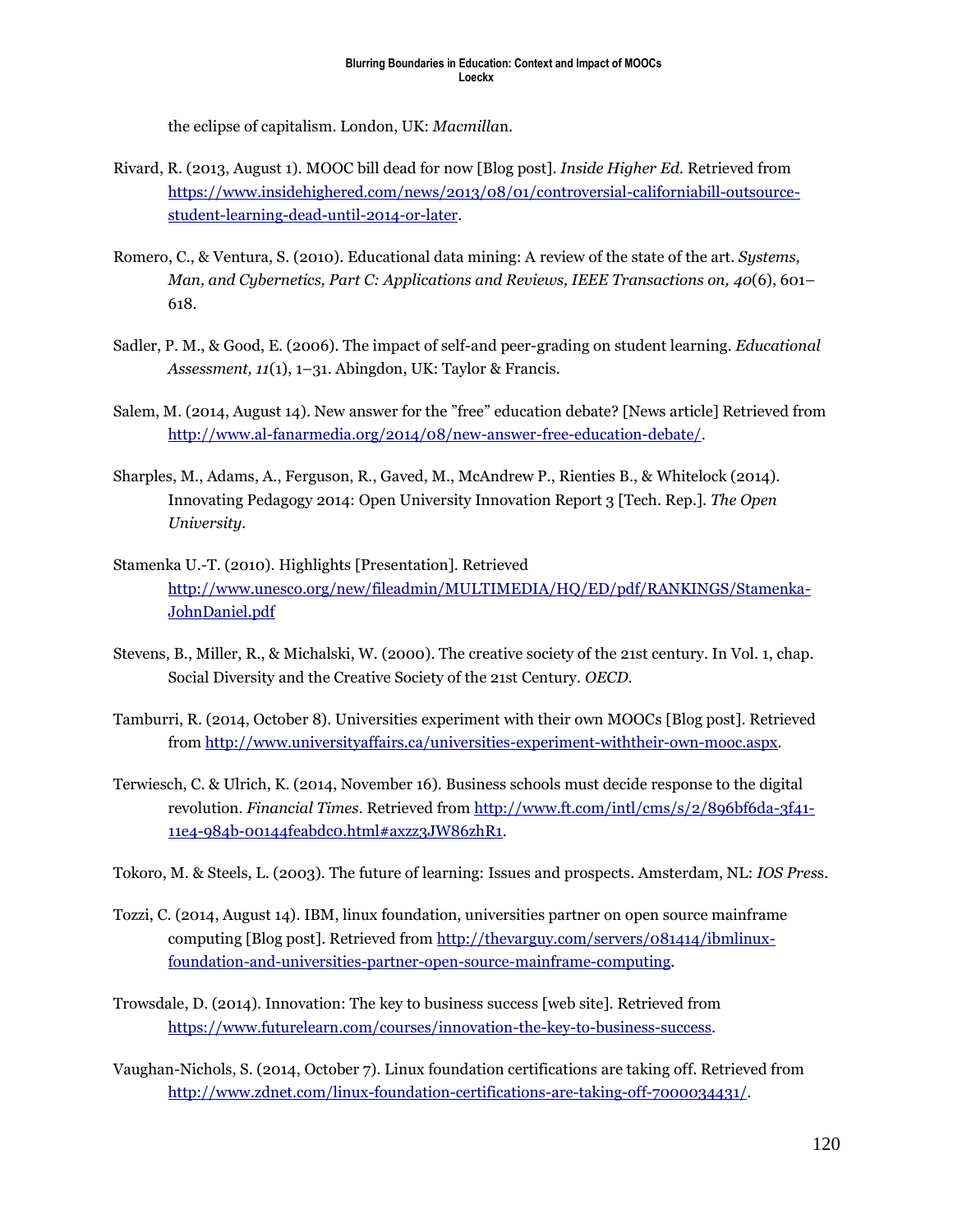the eclipse of capitalism. London, UK: *Macmilla*n.

Rivard, R. (2013, August 1). MOOC bill dead for now [Blog post]. *Inside Higher Ed.* Retrieved from https://www.insidehighered.com/news/2013/08/01/controversial-californiabill-outsource-student-learning-dead-until-2014-or-later.

Romero, C., & Ventura, S. (2010). Educational data mining: A review of the state of the art. *Systems, Man, and Cybernetics, Part C: Applications and Reviews, IEEE Transactions on, 40*(6), 601–618.

Sadler, P. M., & Good, E. (2006). The impact of self-and peer-grading on student learning. *Educational Assessment, 11*(1), 1–31. Abingdon, UK: Taylor & Francis.

Salem, M. (2014, August 14). New answer for the "free" education debate? [News article] Retrieved from http://www.al-fanarmedia.org/2014/08/new-answer-free-education-debate/.

Sharples, M., Adams, A., Ferguson, R., Gaved, M., McAndrew P., Rienties B., & Whitelock (2014). Innovating Pedagogy 2014: Open University Innovation Report 3 [Tech. Rep.]. *The Open University.*

Stamenka U.-T. (2010). Highlights [Presentation]. Retrieved http://www.unesco.org/new/fileadmin/MULTIMEDIA/HQ/ED/pdf/RANKINGS/Stamenka-JohnDaniel.pdf

Stevens, B., Miller, R., & Michalski, W. (2000). The creative society of the 21st century. In Vol. 1, chap. Social Diversity and the Creative Society of the 21st Century. *OECD.*

Tamburri, R. (2014, October 8). Universities experiment with their own MOOCs [Blog post]. Retrieved from http://www.universityaffairs.ca/universities-experiment-withtheir-own-mooc.aspx.

Terwiesch, C. & Ulrich, K. (2014, November 16). Business schools must decide response to the digital revolution. *Financial Times*. Retrieved from http://www.ft.com/intl/cms/s/2/896bf6da-3f41-11e4-984b-00144feabdc0.html#axzz3JW86zhR1.

Tokoro, M. & Steels, L. (2003). The future of learning: Issues and prospects. Amsterdam, NL: *IOS Pres*s.

Tozzi, C. (2014, August 14). IBM, linux foundation, universities partner on open source mainframe computing [Blog post]. Retrieved from http://thevarguy.com/servers/081414/ibmlinux-foundation-and-universities-partner-open-source-mainframe-computing.

Trowsdale, D. (2014). Innovation: The key to business success [web site]. Retrieved from https://www.futurelearn.com/courses/innovation-the-key-to-business-success.

Vaughan-Nichols, S. (2014, October 7). Linux foundation certifications are taking off. Retrieved from http://www.zdnet.com/linux-foundation-certifications-are-taking-off-7000034431/.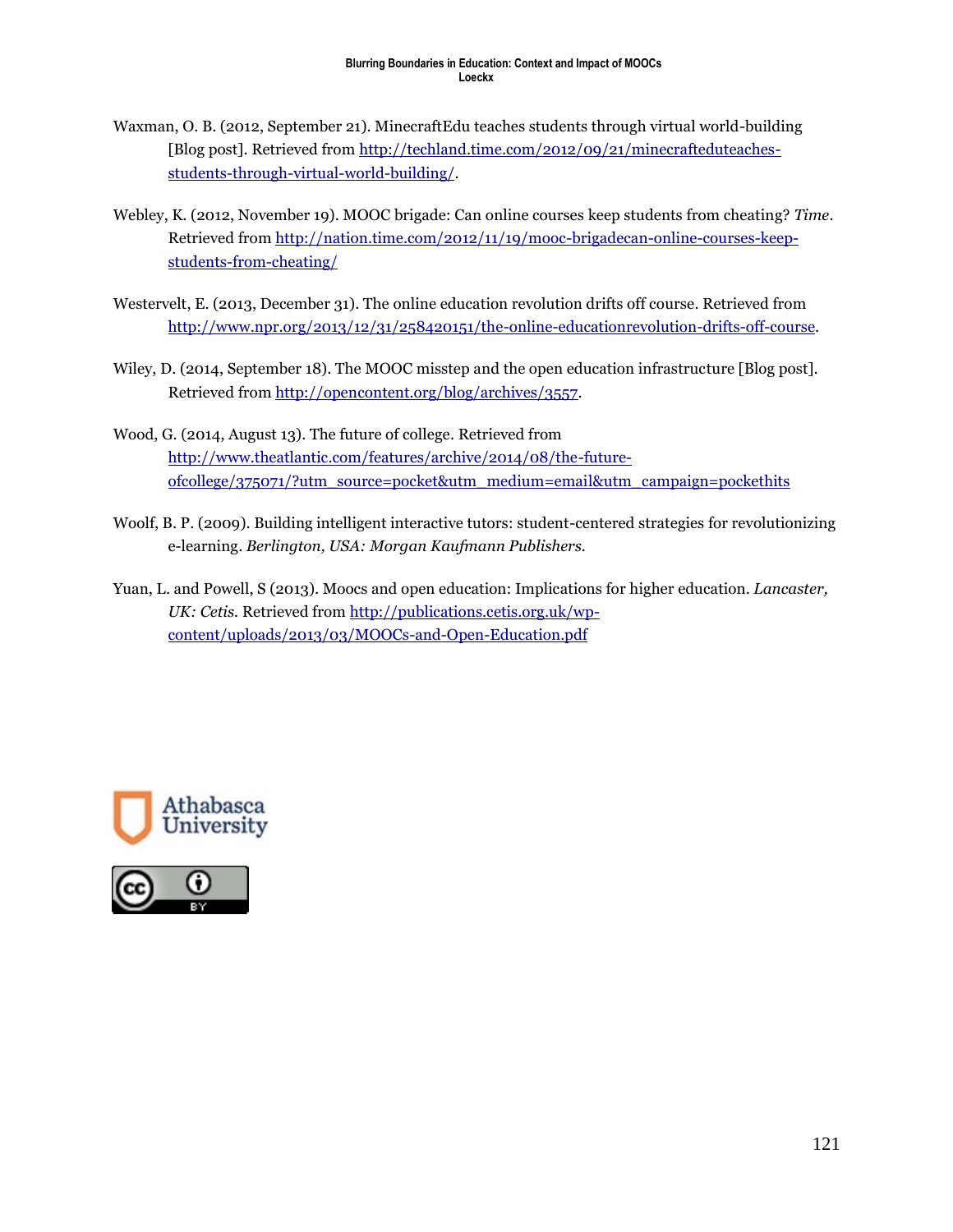Waxman, O. B. (2012, September 21). MinecraftEdu teaches students through virtual world-building [Blog post]. Retrieved from http://techland.time.com/2012/09/21/minecrafteduteaches-students-through-virtual-world-building/.

Webley, K. (2012, November 19). MOOC brigade: Can online courses keep students from cheating? *Time*. Retrieved from http://nation.time.com/2012/11/19/mooc-brigadecan-online-courses-keep-students-from-cheating/

Westervelt, E. (2013, December 31). The online education revolution drifts off course. Retrieved from http://www.npr.org/2013/12/31/258420151/the-online-educationrevolution-drifts-off-course.

Wiley, D. (2014, September 18). The MOOC misstep and the open education infrastructure [Blog post]. Retrieved from http://opencontent.org/blog/archives/3557.

Wood, G. (2014, August 13). The future of college. Retrieved from http://www.theatlantic.com/features/archive/2014/08/the-future-ofcollege/375071/?utm_source=pocket&utm_medium=email&utm_campaign=pockethits

Woolf, B. P. (2009). Building intelligent interactive tutors: student-centered strategies for revolutionizing e-learning. *Berlington, USA: Morgan Kaufmann Publishers.*

Yuan, L. and Powell, S (2013). Moocs and open education: Implications for higher education. *Lancaster, UK: Cetis.* Retrieved from http://publications.cetis.org.uk/wp-content/uploads/2013/03/MOOCs-and-Open-Education.pdf

Athabasca University